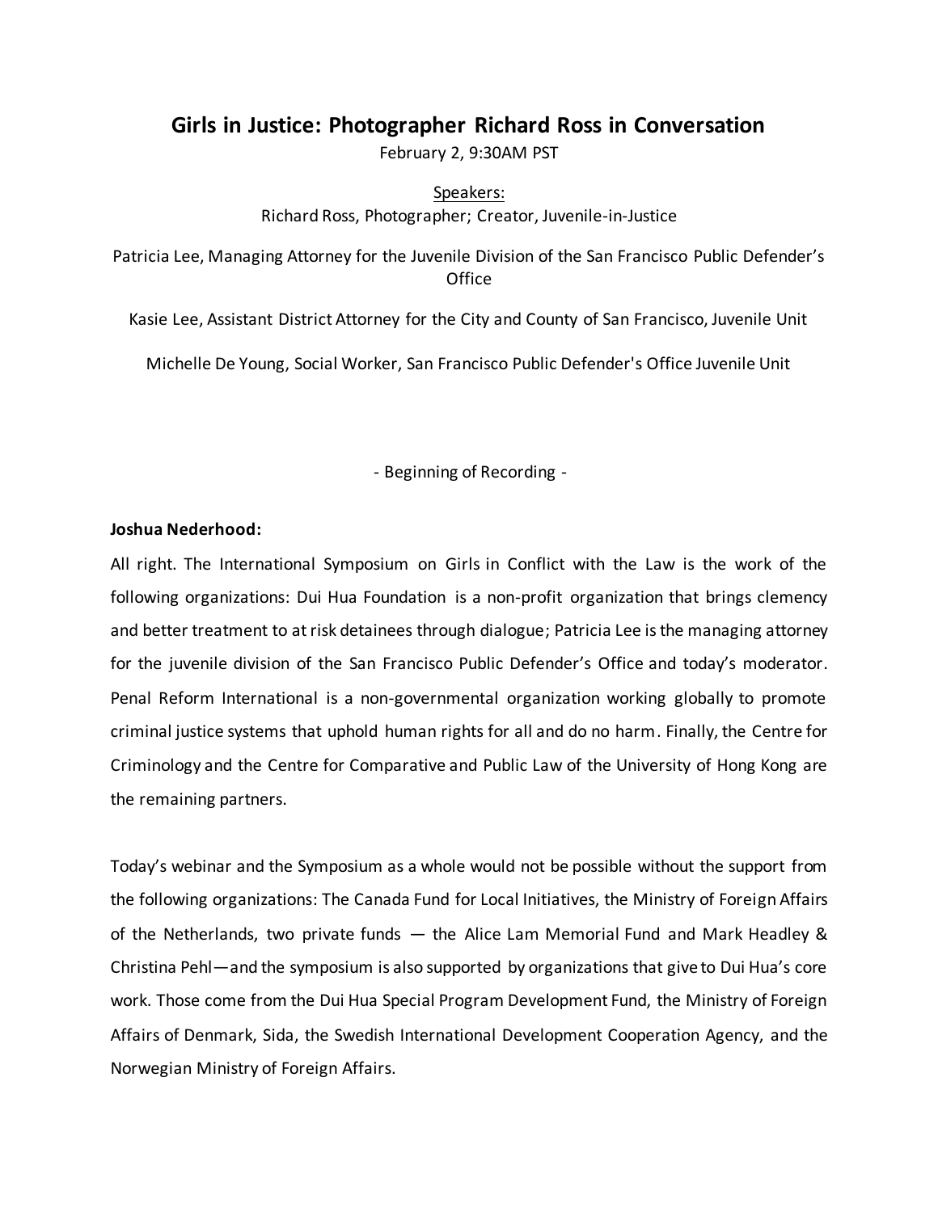# Girls in Justice: Photographer Richard Ross in Conversation

February 2, 9:30AM PST

Speakers:

Richard Ross, Photographer; Creator, Juvenile-in-Justice

Patricia Lee, Managing Attorney for the Juvenile Division of the San Francisco Public Defender's Office

Kasie Lee, Assistant District Attorney for the City and County of San Francisco, Juvenile Unit

Michelle De Young, Social Worker, San Francisco Public Defender's Office Juvenile Unit

- Beginning of Recording -

**Joshua Nederhood:**

All right. The International Symposium on Girls in Conflict with the Law is the work of the following organizations: Dui Hua Foundation is a non-profit organization that brings clemency and better treatment to at risk detainees through dialogue; Patricia Lee is the managing attorney for the juvenile division of the San Francisco Public Defender's Office and today's moderator. Penal Reform International is a non-governmental organization working globally to promote criminal justice systems that uphold human rights for all and do no harm. Finally, the Centre for Criminology and the Centre for Comparative and Public Law of the University of Hong Kong are the remaining partners.

Today's webinar and the Symposium as a whole would not be possible without the support from the following organizations: The Canada Fund for Local Initiatives, the Ministry of Foreign Affairs of the Netherlands, two private funds — the Alice Lam Memorial Fund and Mark Headley & Christina Pehl—and the symposium is also supported by organizations that give to Dui Hua's core work. Those come from the Dui Hua Special Program Development Fund, the Ministry of Foreign Affairs of Denmark, Sida, the Swedish International Development Cooperation Agency, and the Norwegian Ministry of Foreign Affairs.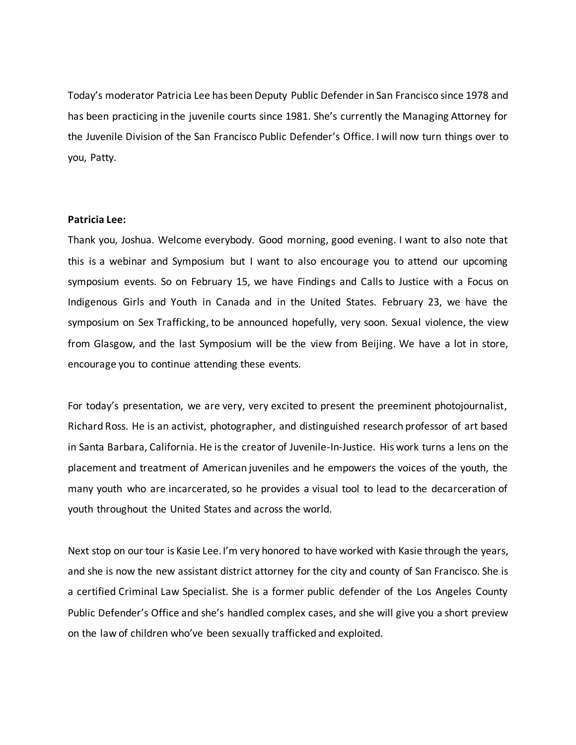Today's moderator Patricia Lee has been Deputy Public Defender in San Francisco since 1978 and has been practicing in the juvenile courts since 1981. She's currently the Managing Attorney for the Juvenile Division of the San Francisco Public Defender's Office. I will now turn things over to you, Patty.

**Patricia Lee:**

Thank you, Joshua. Welcome everybody. Good morning, good evening. I want to also note that this is a webinar and Symposium but I want to also encourage you to attend our upcoming symposium events. So on February 15, we have Findings and Calls to Justice with a Focus on Indigenous Girls and Youth in Canada and in the United States. February 23, we have the symposium on Sex Trafficking, to be announced hopefully, very soon. Sexual violence, the view from Glasgow, and the last Symposium will be the view from Beijing. We have a lot in store, encourage you to continue attending these events.

For today's presentation, we are very, very excited to present the preeminent photojournalist, Richard Ross. He is an activist, photographer, and distinguished research professor of art based in Santa Barbara, California. He is the creator of Juvenile-In-Justice. His work turns a lens on the placement and treatment of American juveniles and he empowers the voices of the youth, the many youth who are incarcerated, so he provides a visual tool to lead to the decarceration of youth throughout the United States and across the world.

Next stop on our tour is Kasie Lee. I'm very honored to have worked with Kasie through the years, and she is now the new assistant district attorney for the city and county of San Francisco. She is a certified Criminal Law Specialist. She is a former public defender of the Los Angeles County Public Defender's Office and she's handled complex cases, and she will give you a short preview on the law of children who've been sexually trafficked and exploited.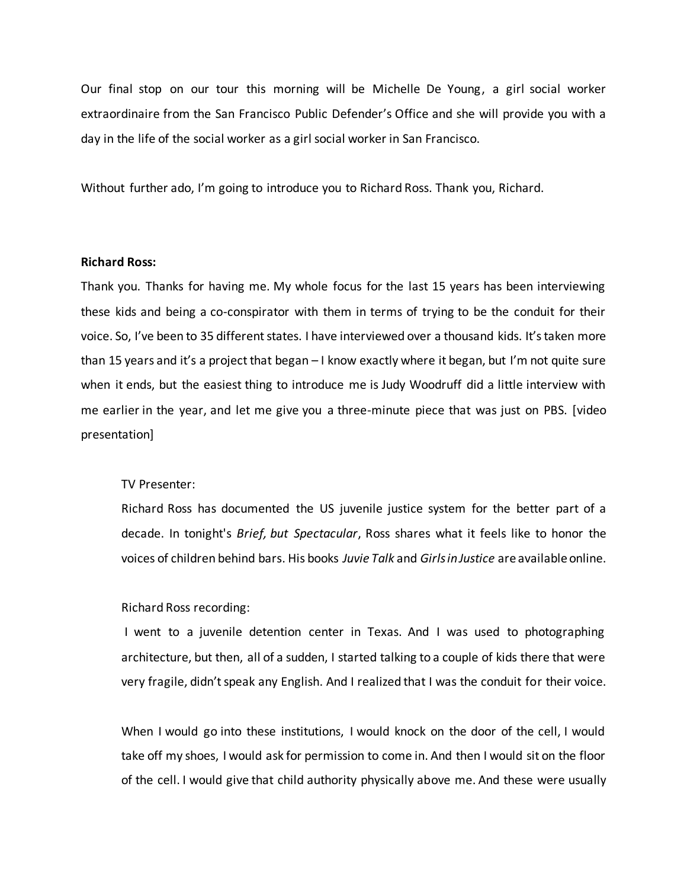Our final stop on our tour this morning will be Michelle De Young, a girl social worker extraordinaire from the San Francisco Public Defender's Office and she will provide you with a day in the life of the social worker as a girl social worker in San Francisco.

Without further ado, I'm going to introduce you to Richard Ross. Thank you, Richard.

**Richard Ross:**
Thank you. Thanks for having me. My whole focus for the last 15 years has been interviewing these kids and being a co-conspirator with them in terms of trying to be the conduit for their voice. So, I've been to 35 different states. I have interviewed over a thousand kids. It's taken more than 15 years and it's a project that began – I know exactly where it began, but I'm not quite sure when it ends, but the easiest thing to introduce me is Judy Woodruff did a little interview with me earlier in the year, and let me give you a three-minute piece that was just on PBS. [video presentation]

> TV Presenter:
> Richard Ross has documented the US juvenile justice system for the better part of a decade. In tonight's *Brief, but Spectacular*, Ross shares what it feels like to honor the voices of children behind bars. His books *Juvie Talk* and *Girls in Justice* are available online.
>
> Richard Ross recording:
> I went to a juvenile detention center in Texas. And I was used to photographing architecture, but then, all of a sudden, I started talking to a couple of kids there that were very fragile, didn't speak any English. And I realized that I was the conduit for their voice.
>
> When I would go into these institutions, I would knock on the door of the cell, I would take off my shoes, I would ask for permission to come in. And then I would sit on the floor of the cell. I would give that child authority physically above me. And these were usually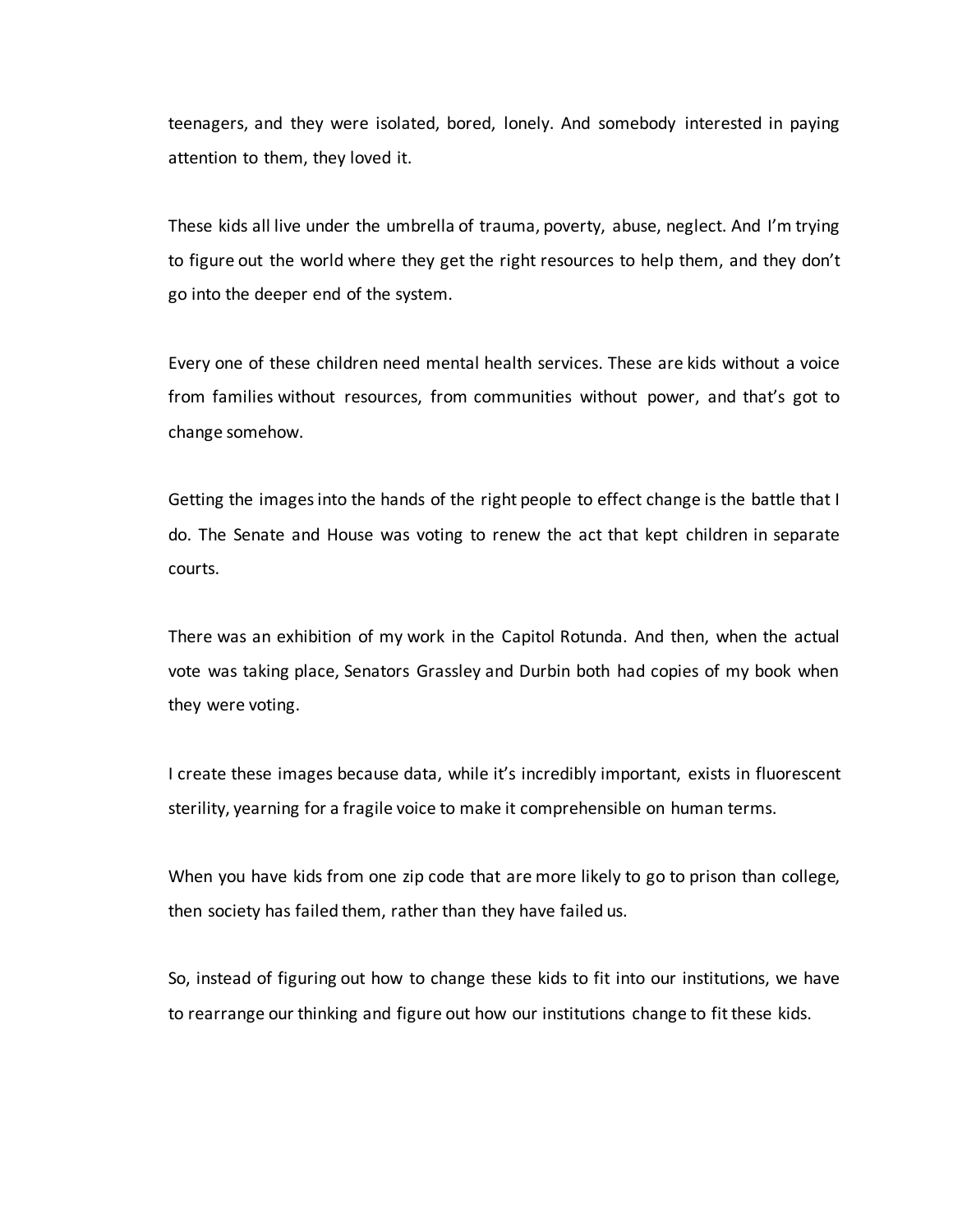teenagers, and they were isolated, bored, lonely. And somebody interested in paying attention to them, they loved it.

These kids all live under the umbrella of trauma, poverty, abuse, neglect. And I'm trying to figure out the world where they get the right resources to help them, and they don't go into the deeper end of the system.

Every one of these children need mental health services. These are kids without a voice from families without resources, from communities without power, and that's got to change somehow.

Getting the images into the hands of the right people to effect change is the battle that I do. The Senate and House was voting to renew the act that kept children in separate courts.

There was an exhibition of my work in the Capitol Rotunda. And then, when the actual vote was taking place, Senators Grassley and Durbin both had copies of my book when they were voting.

I create these images because data, while it's incredibly important, exists in fluorescent sterility, yearning for a fragile voice to make it comprehensible on human terms.

When you have kids from one zip code that are more likely to go to prison than college, then society has failed them, rather than they have failed us.

So, instead of figuring out how to change these kids to fit into our institutions, we have to rearrange our thinking and figure out how our institutions change to fit these kids.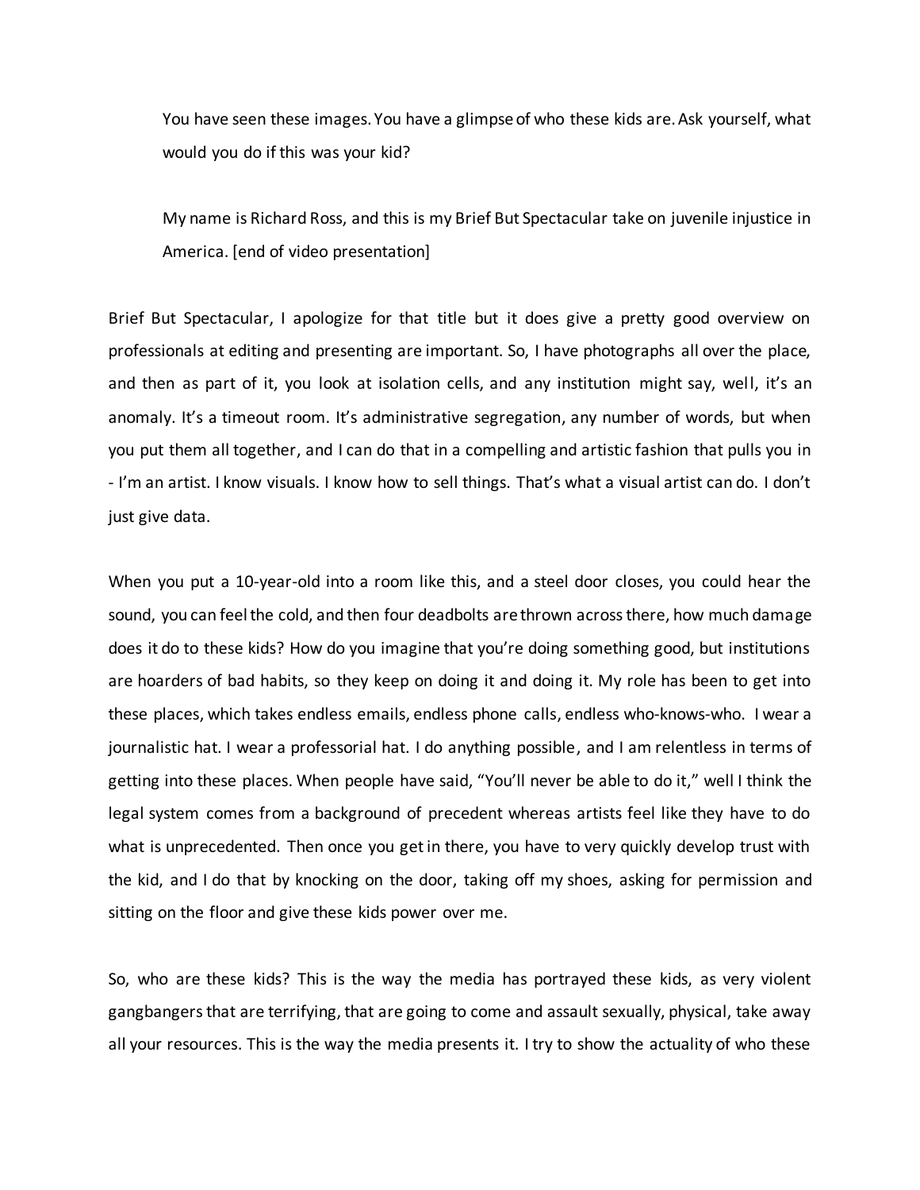> You have seen these images. You have a glimpse of who these kids are. Ask yourself, what would you do if this was your kid?
>
> My name is Richard Ross, and this is my Brief But Spectacular take on juvenile injustice in America. [end of video presentation]

Brief But Spectacular, I apologize for that title but it does give a pretty good overview on professionals at editing and presenting are important. So, I have photographs all over the place, and then as part of it, you look at isolation cells, and any institution might say, well, it's an anomaly. It's a timeout room. It's administrative segregation, any number of words, but when you put them all together, and I can do that in a compelling and artistic fashion that pulls you in - I'm an artist. I know visuals. I know how to sell things. That's what a visual artist can do. I don't just give data.

When you put a 10-year-old into a room like this, and a steel door closes, you could hear the sound, you can feel the cold, and then four deadbolts are thrown across there, how much damage does it do to these kids? How do you imagine that you're doing something good, but institutions are hoarders of bad habits, so they keep on doing it and doing it. My role has been to get into these places, which takes endless emails, endless phone calls, endless who-knows-who. I wear a journalistic hat. I wear a professorial hat. I do anything possible, and I am relentless in terms of getting into these places. When people have said, "You'll never be able to do it," well I think the legal system comes from a background of precedent whereas artists feel like they have to do what is unprecedented. Then once you get in there, you have to very quickly develop trust with the kid, and I do that by knocking on the door, taking off my shoes, asking for permission and sitting on the floor and give these kids power over me.

So, who are these kids? This is the way the media has portrayed these kids, as very violent gangbangers that are terrifying, that are going to come and assault sexually, physical, take away all your resources. This is the way the media presents it. I try to show the actuality of who these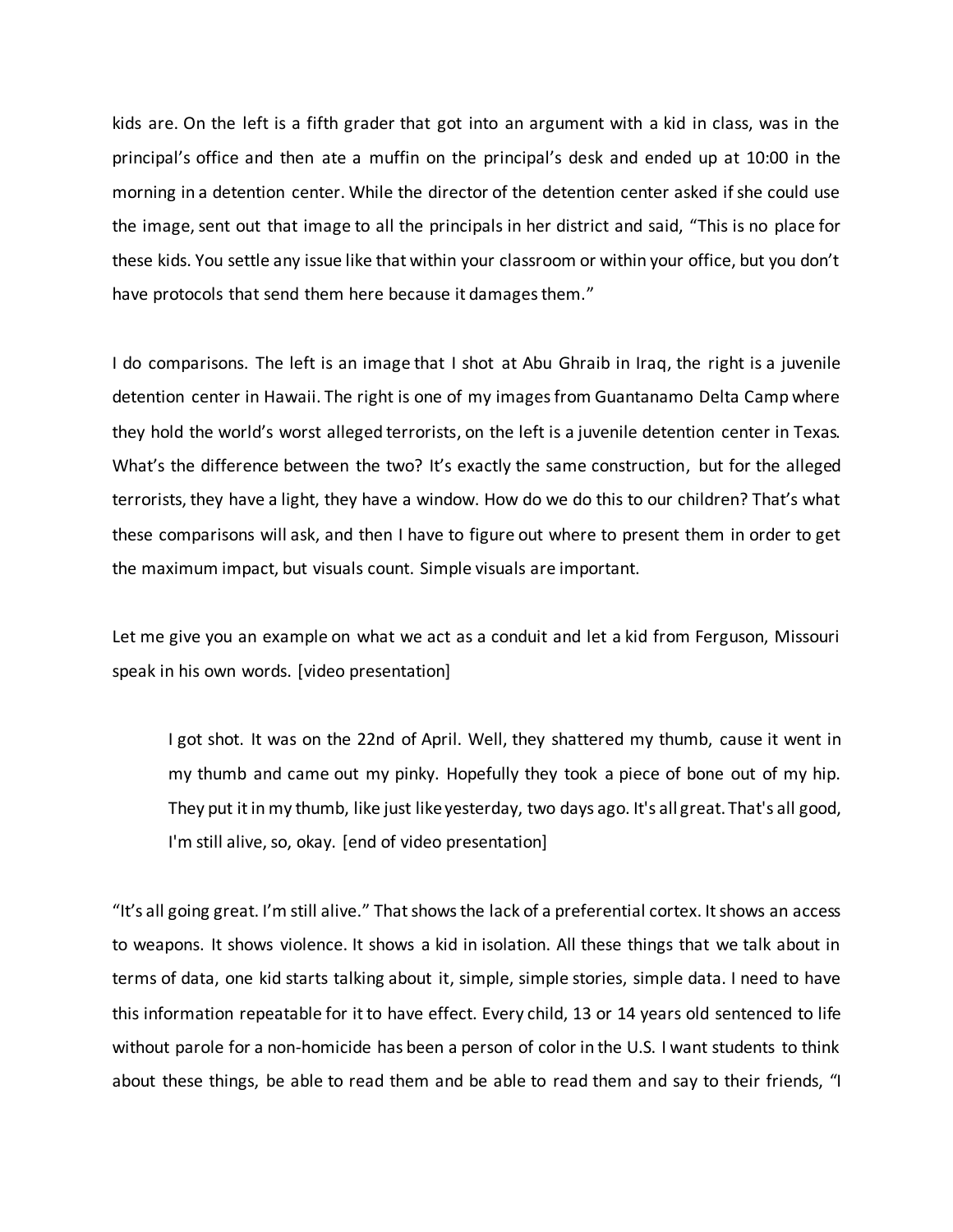kids are. On the left is a fifth grader that got into an argument with a kid in class, was in the principal's office and then ate a muffin on the principal's desk and ended up at 10:00 in the morning in a detention center. While the director of the detention center asked if she could use the image, sent out that image to all the principals in her district and said, "This is no place for these kids. You settle any issue like that within your classroom or within your office, but you don't have protocols that send them here because it damages them."

I do comparisons. The left is an image that I shot at Abu Ghraib in Iraq, the right is a juvenile detention center in Hawaii. The right is one of my images from Guantanamo Delta Camp where they hold the world's worst alleged terrorists, on the left is a juvenile detention center in Texas. What's the difference between the two? It's exactly the same construction, but for the alleged terrorists, they have a light, they have a window. How do we do this to our children? That's what these comparisons will ask, and then I have to figure out where to present them in order to get the maximum impact, but visuals count. Simple visuals are important.

Let me give you an example on what we act as a conduit and let a kid from Ferguson, Missouri speak in his own words. [video presentation]

> I got shot. It was on the 22nd of April. Well, they shattered my thumb, cause it went in my thumb and came out my pinky. Hopefully they took a piece of bone out of my hip. They put it in my thumb, like just like yesterday, two days ago. It's all great. That's all good, I'm still alive, so, okay. [end of video presentation]

"It's all going great. I'm still alive." That shows the lack of a preferential cortex. It shows an access to weapons. It shows violence. It shows a kid in isolation. All these things that we talk about in terms of data, one kid starts talking about it, simple, simple stories, simple data. I need to have this information repeatable for it to have effect. Every child, 13 or 14 years old sentenced to life without parole for a non-homicide has been a person of color in the U.S. I want students to think about these things, be able to read them and be able to read them and say to their friends, "I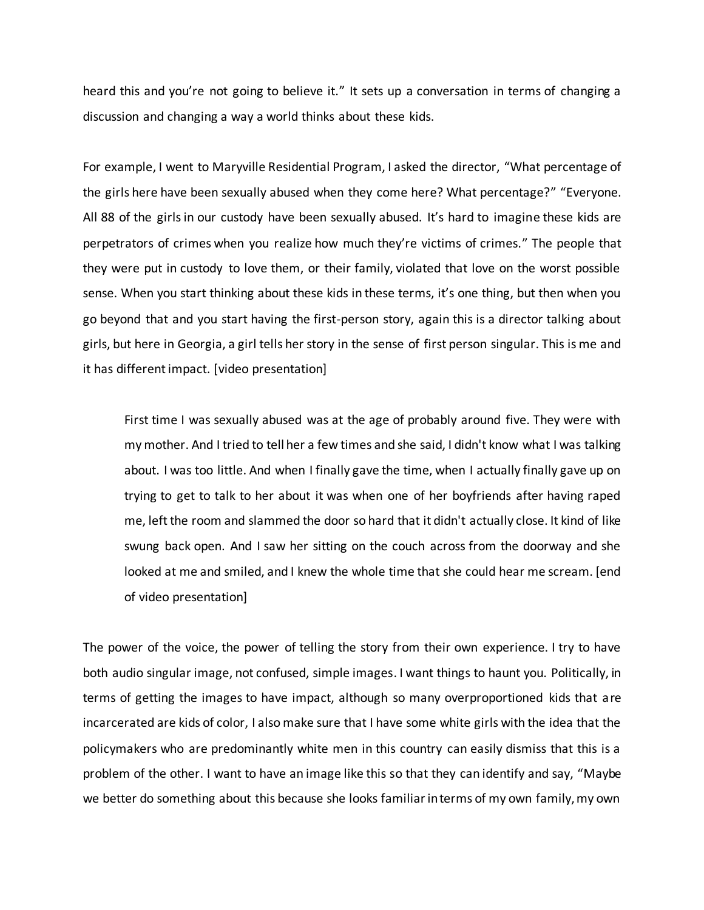heard this and you're not going to believe it." It sets up a conversation in terms of changing a discussion and changing a way a world thinks about these kids.

For example, I went to Maryville Residential Program, I asked the director, "What percentage of the girls here have been sexually abused when they come here? What percentage?" "Everyone. All 88 of the girls in our custody have been sexually abused. It's hard to imagine these kids are perpetrators of crimes when you realize how much they're victims of crimes." The people that they were put in custody to love them, or their family, violated that love on the worst possible sense. When you start thinking about these kids in these terms, it's one thing, but then when you go beyond that and you start having the first-person story, again this is a director talking about girls, but here in Georgia, a girl tells her story in the sense of first person singular. This is me and it has different impact. [video presentation]

> First time I was sexually abused was at the age of probably around five. They were with my mother. And I tried to tell her a few times and she said, I didn't know what I was talking about. I was too little. And when I finally gave the time, when I actually finally gave up on trying to get to talk to her about it was when one of her boyfriends after having raped me, left the room and slammed the door so hard that it didn't actually close. It kind of like swung back open. And I saw her sitting on the couch across from the doorway and she looked at me and smiled, and I knew the whole time that she could hear me scream. [end of video presentation]

The power of the voice, the power of telling the story from their own experience. I try to have both audio singular image, not confused, simple images. I want things to haunt you. Politically, in terms of getting the images to have impact, although so many overproportioned kids that are incarcerated are kids of color, I also make sure that I have some white girls with the idea that the policymakers who are predominantly white men in this country can easily dismiss that this is a problem of the other. I want to have an image like this so that they can identify and say, "Maybe we better do something about this because she looks familiar in terms of my own family, my own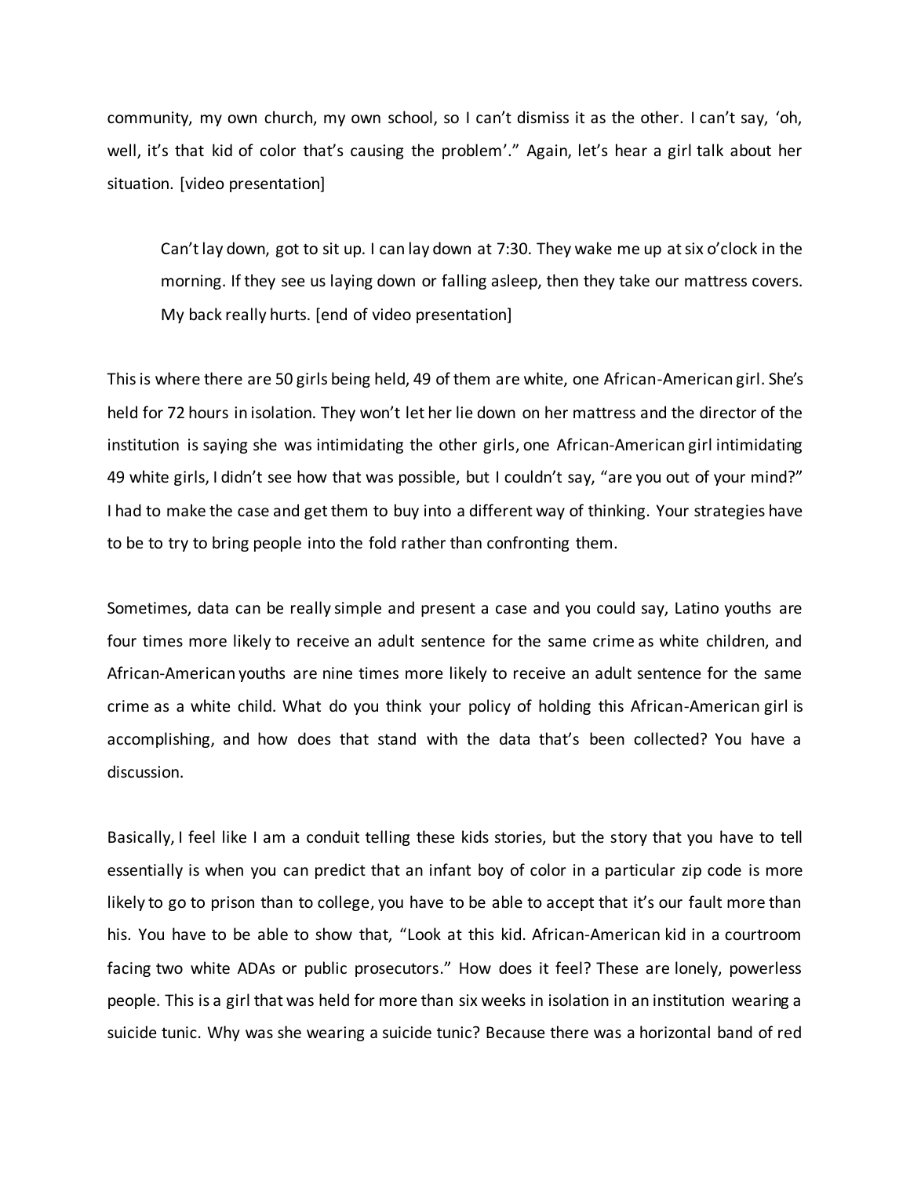community, my own church, my own school, so I can't dismiss it as the other. I can't say, 'oh, well, it's that kid of color that's causing the problem'." Again, let's hear a girl talk about her situation. [video presentation]

> Can't lay down, got to sit up. I can lay down at 7:30. They wake me up at six o'clock in the morning. If they see us laying down or falling asleep, then they take our mattress covers. My back really hurts. [end of video presentation]

This is where there are 50 girls being held, 49 of them are white, one African-American girl. She's held for 72 hours in isolation. They won't let her lie down on her mattress and the director of the institution is saying she was intimidating the other girls, one African-American girl intimidating 49 white girls, I didn't see how that was possible, but I couldn't say, "are you out of your mind?" I had to make the case and get them to buy into a different way of thinking. Your strategies have to be to try to bring people into the fold rather than confronting them.

Sometimes, data can be really simple and present a case and you could say, Latino youths are four times more likely to receive an adult sentence for the same crime as white children, and African-American youths are nine times more likely to receive an adult sentence for the same crime as a white child. What do you think your policy of holding this African-American girl is accomplishing, and how does that stand with the data that's been collected? You have a discussion.

Basically, I feel like I am a conduit telling these kids stories, but the story that you have to tell essentially is when you can predict that an infant boy of color in a particular zip code is more likely to go to prison than to college, you have to be able to accept that it's our fault more than his. You have to be able to show that, "Look at this kid. African-American kid in a courtroom facing two white ADAs or public prosecutors." How does it feel? These are lonely, powerless people. This is a girl that was held for more than six weeks in isolation in an institution wearing a suicide tunic. Why was she wearing a suicide tunic? Because there was a horizontal band of red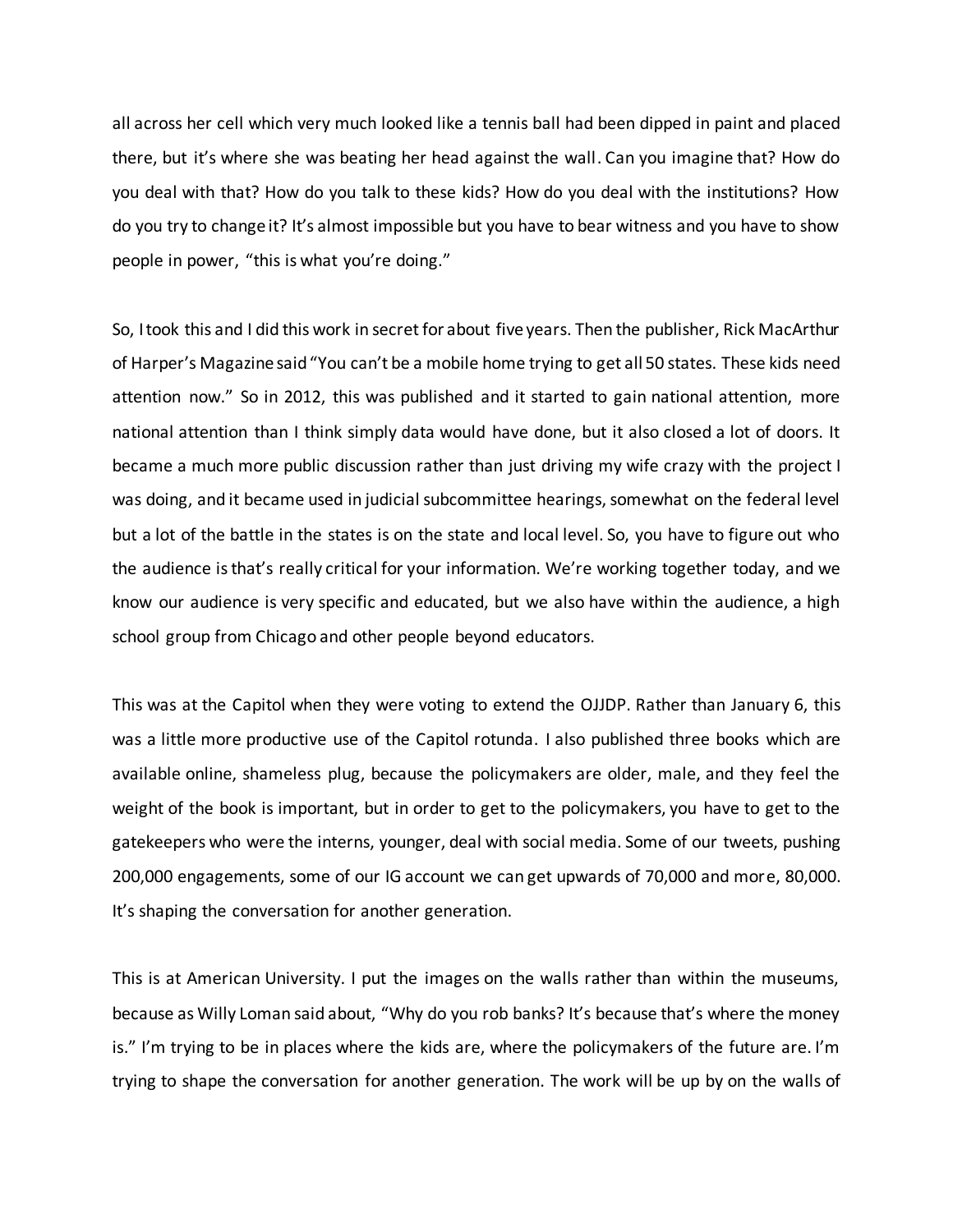all across her cell which very much looked like a tennis ball had been dipped in paint and placed there, but it's where she was beating her head against the wall. Can you imagine that? How do you deal with that? How do you talk to these kids? How do you deal with the institutions? How do you try to change it? It's almost impossible but you have to bear witness and you have to show people in power, "this is what you're doing."

So, I took this and I did this work in secret for about five years. Then the publisher, Rick MacArthur of Harper's Magazine said "You can't be a mobile home trying to get all 50 states. These kids need attention now." So in 2012, this was published and it started to gain national attention, more national attention than I think simply data would have done, but it also closed a lot of doors. It became a much more public discussion rather than just driving my wife crazy with the project I was doing, and it became used in judicial subcommittee hearings, somewhat on the federal level but a lot of the battle in the states is on the state and local level. So, you have to figure out who the audience is that's really critical for your information. We're working together today, and we know our audience is very specific and educated, but we also have within the audience, a high school group from Chicago and other people beyond educators.

This was at the Capitol when they were voting to extend the OJJDP. Rather than January 6, this was a little more productive use of the Capitol rotunda. I also published three books which are available online, shameless plug, because the policymakers are older, male, and they feel the weight of the book is important, but in order to get to the policymakers, you have to get to the gatekeepers who were the interns, younger, deal with social media. Some of our tweets, pushing 200,000 engagements, some of our IG account we can get upwards of 70,000 and more, 80,000. It's shaping the conversation for another generation.

This is at American University. I put the images on the walls rather than within the museums, because as Willy Loman said about, "Why do you rob banks? It's because that's where the money is." I'm trying to be in places where the kids are, where the policymakers of the future are. I'm trying to shape the conversation for another generation. The work will be up by on the walls of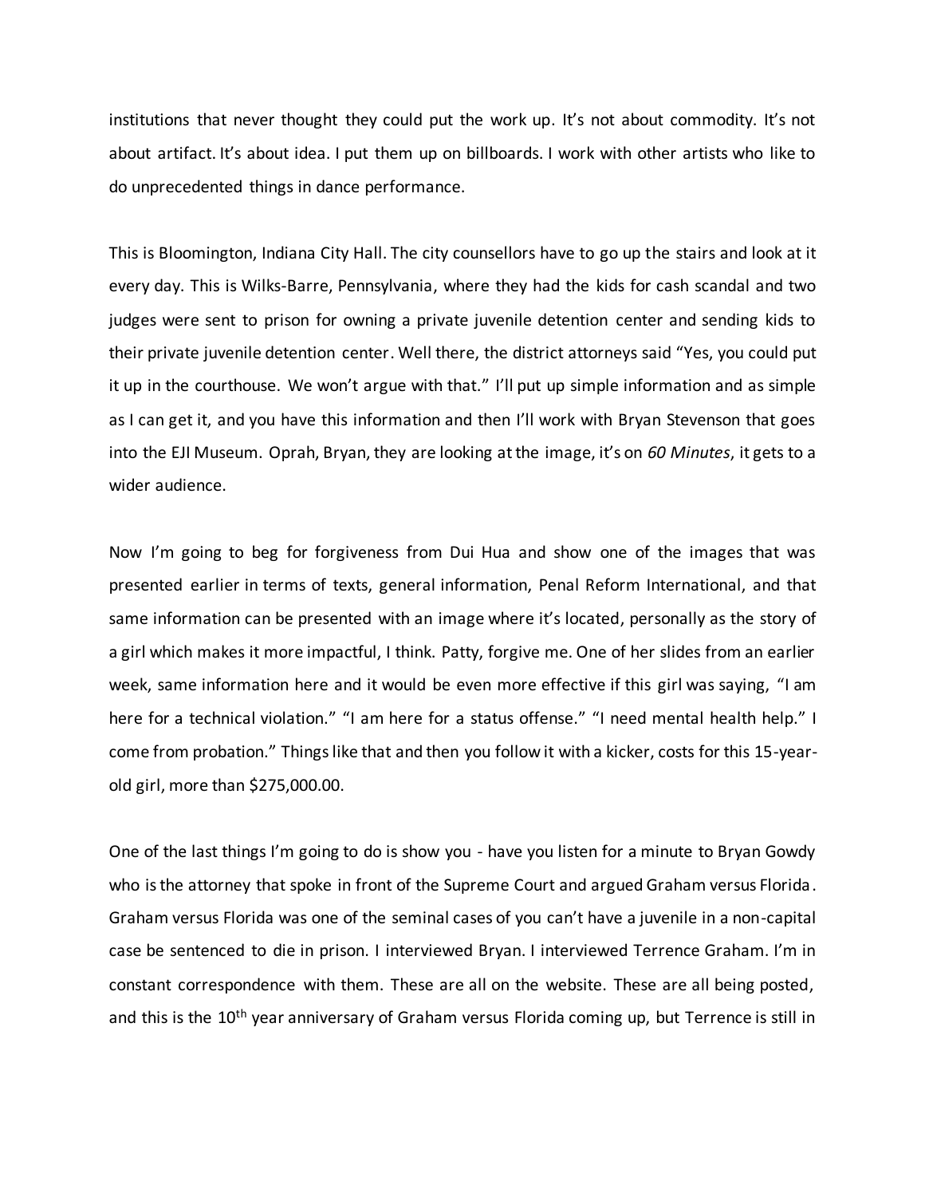institutions that never thought they could put the work up. It's not about commodity. It's not about artifact. It's about idea. I put them up on billboards. I work with other artists who like to do unprecedented things in dance performance.

This is Bloomington, Indiana City Hall. The city counsellors have to go up the stairs and look at it every day. This is Wilks-Barre, Pennsylvania, where they had the kids for cash scandal and two judges were sent to prison for owning a private juvenile detention center and sending kids to their private juvenile detention center. Well there, the district attorneys said "Yes, you could put it up in the courthouse. We won't argue with that." I'll put up simple information and as simple as I can get it, and you have this information and then I'll work with Bryan Stevenson that goes into the EJI Museum. Oprah, Bryan, they are looking at the image, it's on *60 Minutes*, it gets to a wider audience.

Now I'm going to beg for forgiveness from Dui Hua and show one of the images that was presented earlier in terms of texts, general information, Penal Reform International, and that same information can be presented with an image where it's located, personally as the story of a girl which makes it more impactful, I think. Patty, forgive me. One of her slides from an earlier week, same information here and it would be even more effective if this girl was saying, "I am here for a technical violation." "I am here for a status offense." "I need mental health help." I come from probation." Things like that and then you follow it with a kicker, costs for this 15-year-old girl, more than $275,000.00.

One of the last things I'm going to do is show you - have you listen for a minute to Bryan Gowdy who is the attorney that spoke in front of the Supreme Court and argued Graham versus Florida. Graham versus Florida was one of the seminal cases of you can't have a juvenile in a non-capital case be sentenced to die in prison. I interviewed Bryan. I interviewed Terrence Graham. I'm in constant correspondence with them. These are all on the website. These are all being posted, and this is the 10th year anniversary of Graham versus Florida coming up, but Terrence is still in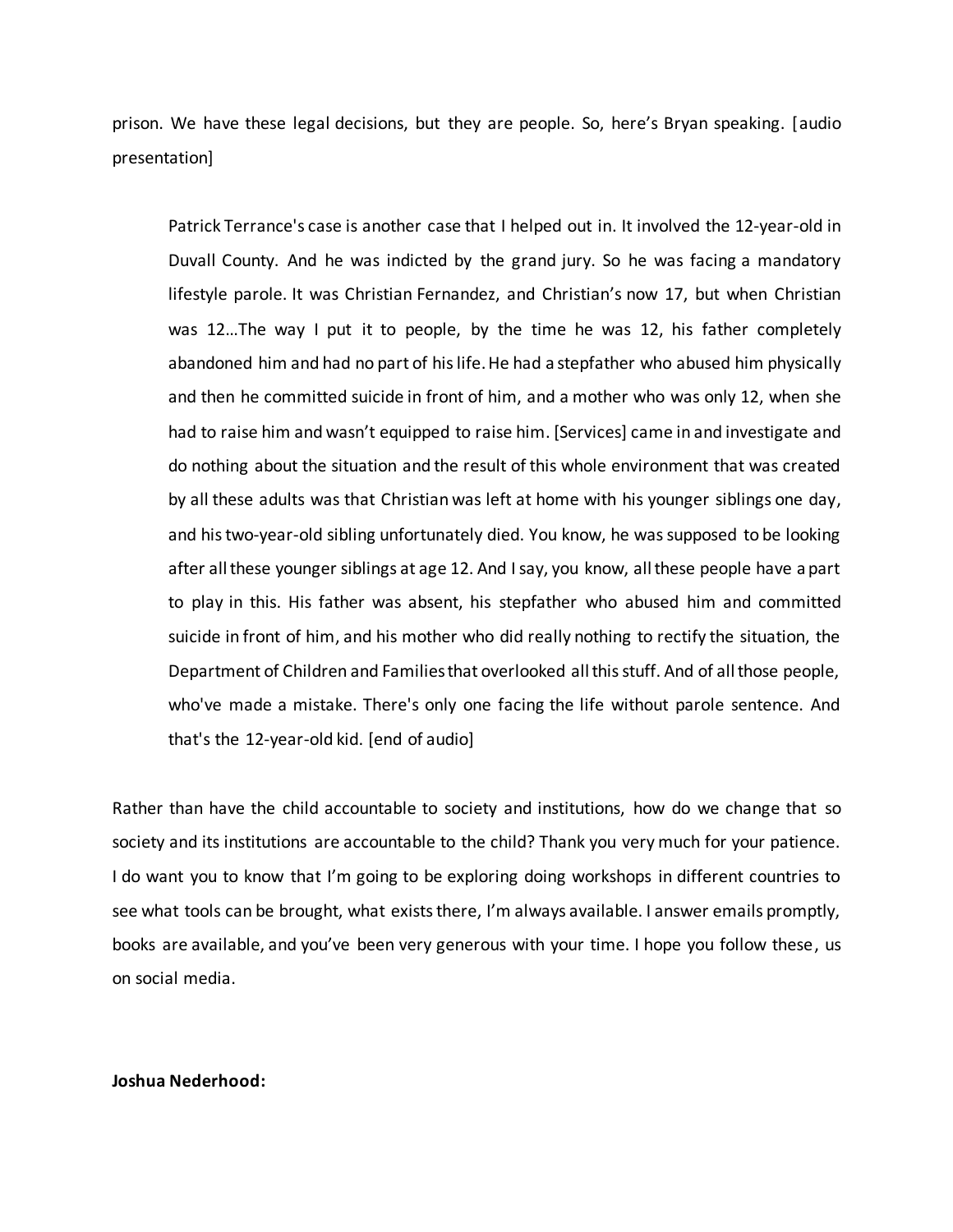prison. We have these legal decisions, but they are people. So, here's Bryan speaking. [audio presentation]

> Patrick Terrance's case is another case that I helped out in. It involved the 12-year-old in Duvall County. And he was indicted by the grand jury. So he was facing a mandatory lifestyle parole. It was Christian Fernandez, and Christian's now 17, but when Christian was 12…The way I put it to people, by the time he was 12, his father completely abandoned him and had no part of his life. He had a stepfather who abused him physically and then he committed suicide in front of him, and a mother who was only 12, when she had to raise him and wasn't equipped to raise him. [Services] came in and investigate and do nothing about the situation and the result of this whole environment that was created by all these adults was that Christian was left at home with his younger siblings one day, and his two-year-old sibling unfortunately died. You know, he was supposed to be looking after all these younger siblings at age 12. And I say, you know, all these people have a part to play in this. His father was absent, his stepfather who abused him and committed suicide in front of him, and his mother who did really nothing to rectify the situation, the Department of Children and Families that overlooked all this stuff. And of all those people, who've made a mistake. There's only one facing the life without parole sentence. And that's the 12-year-old kid. [end of audio]

Rather than have the child accountable to society and institutions, how do we change that so society and its institutions are accountable to the child? Thank you very much for your patience. I do want you to know that I'm going to be exploring doing workshops in different countries to see what tools can be brought, what exists there, I'm always available. I answer emails promptly, books are available, and you've been very generous with your time. I hope you follow these, us on social media.

**Joshua Nederhood:**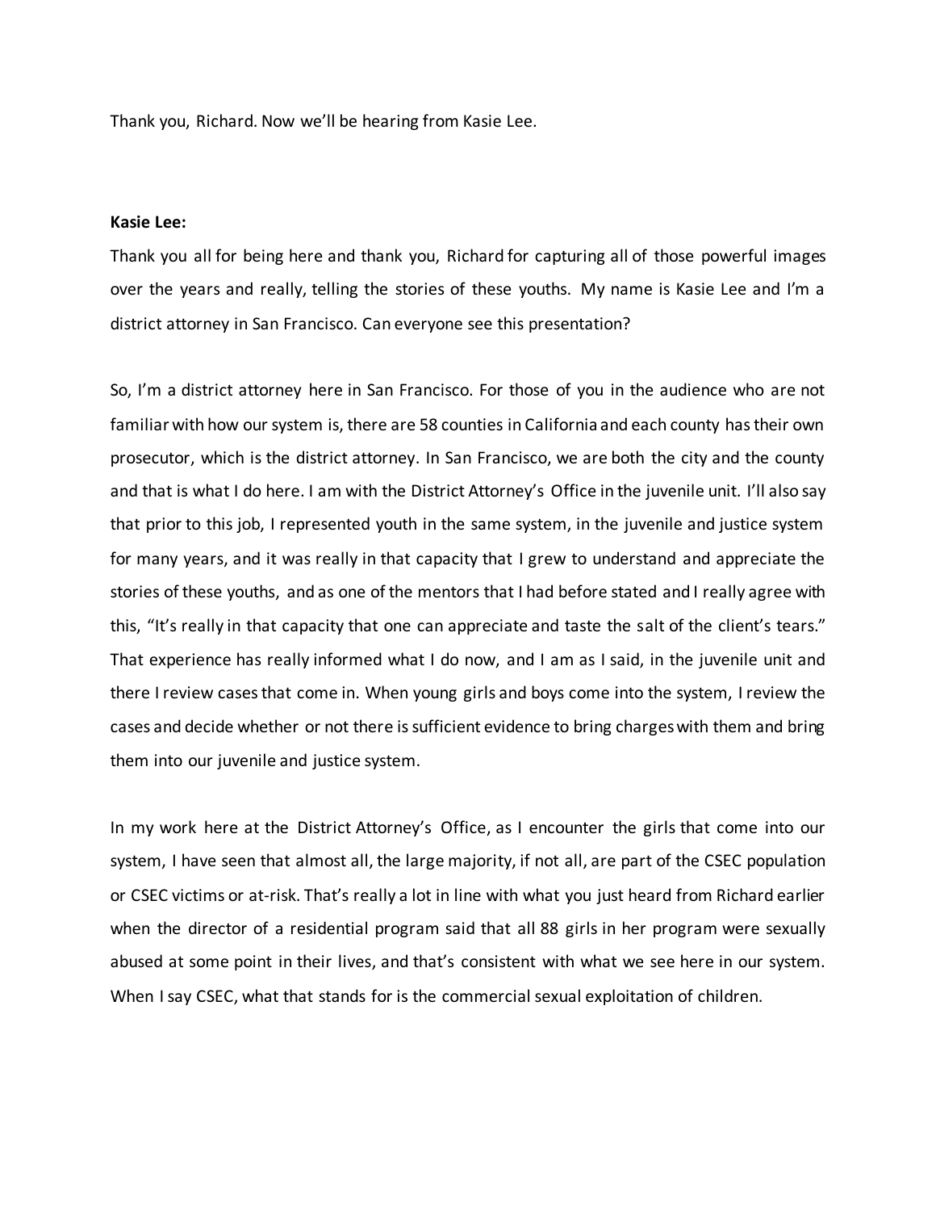Thank you, Richard. Now we'll be hearing from Kasie Lee.

**Kasie Lee:**

Thank you all for being here and thank you, Richard for capturing all of those powerful images over the years and really, telling the stories of these youths. My name is Kasie Lee and I'm a district attorney in San Francisco. Can everyone see this presentation?

So, I'm a district attorney here in San Francisco. For those of you in the audience who are not familiar with how our system is, there are 58 counties in California and each county has their own prosecutor, which is the district attorney. In San Francisco, we are both the city and the county and that is what I do here. I am with the District Attorney's Office in the juvenile unit. I'll also say that prior to this job, I represented youth in the same system, in the juvenile and justice system for many years, and it was really in that capacity that I grew to understand and appreciate the stories of these youths, and as one of the mentors that I had before stated and I really agree with this, "It's really in that capacity that one can appreciate and taste the salt of the client's tears." That experience has really informed what I do now, and I am as I said, in the juvenile unit and there I review cases that come in. When young girls and boys come into the system, I review the cases and decide whether or not there is sufficient evidence to bring charges with them and bring them into our juvenile and justice system.

In my work here at the District Attorney's Office, as I encounter the girls that come into our system, I have seen that almost all, the large majority, if not all, are part of the CSEC population or CSEC victims or at-risk. That's really a lot in line with what you just heard from Richard earlier when the director of a residential program said that all 88 girls in her program were sexually abused at some point in their lives, and that's consistent with what we see here in our system. When I say CSEC, what that stands for is the commercial sexual exploitation of children.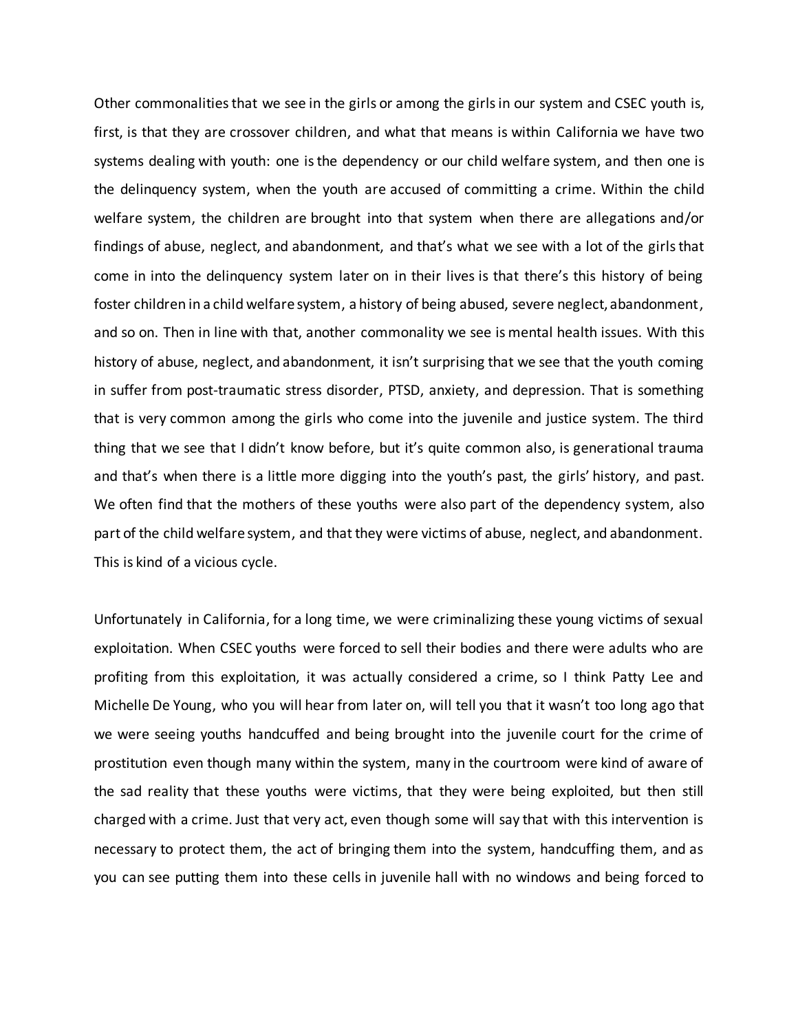Other commonalities that we see in the girls or among the girls in our system and CSEC youth is, first, is that they are crossover children, and what that means is within California we have two systems dealing with youth: one is the dependency or our child welfare system, and then one is the delinquency system, when the youth are accused of committing a crime. Within the child welfare system, the children are brought into that system when there are allegations and/or findings of abuse, neglect, and abandonment, and that's what we see with a lot of the girls that come in into the delinquency system later on in their lives is that there's this history of being foster children in a child welfare system, a history of being abused, severe neglect, abandonment, and so on. Then in line with that, another commonality we see is mental health issues. With this history of abuse, neglect, and abandonment, it isn't surprising that we see that the youth coming in suffer from post-traumatic stress disorder, PTSD, anxiety, and depression. That is something that is very common among the girls who come into the juvenile and justice system. The third thing that we see that I didn't know before, but it's quite common also, is generational trauma and that's when there is a little more digging into the youth's past, the girls' history, and past. We often find that the mothers of these youths were also part of the dependency system, also part of the child welfare system, and that they were victims of abuse, neglect, and abandonment. This is kind of a vicious cycle.

Unfortunately in California, for a long time, we were criminalizing these young victims of sexual exploitation. When CSEC youths were forced to sell their bodies and there were adults who are profiting from this exploitation, it was actually considered a crime, so I think Patty Lee and Michelle De Young, who you will hear from later on, will tell you that it wasn't too long ago that we were seeing youths handcuffed and being brought into the juvenile court for the crime of prostitution even though many within the system, many in the courtroom were kind of aware of the sad reality that these youths were victims, that they were being exploited, but then still charged with a crime. Just that very act, even though some will say that with this intervention is necessary to protect them, the act of bringing them into the system, handcuffing them, and as you can see putting them into these cells in juvenile hall with no windows and being forced to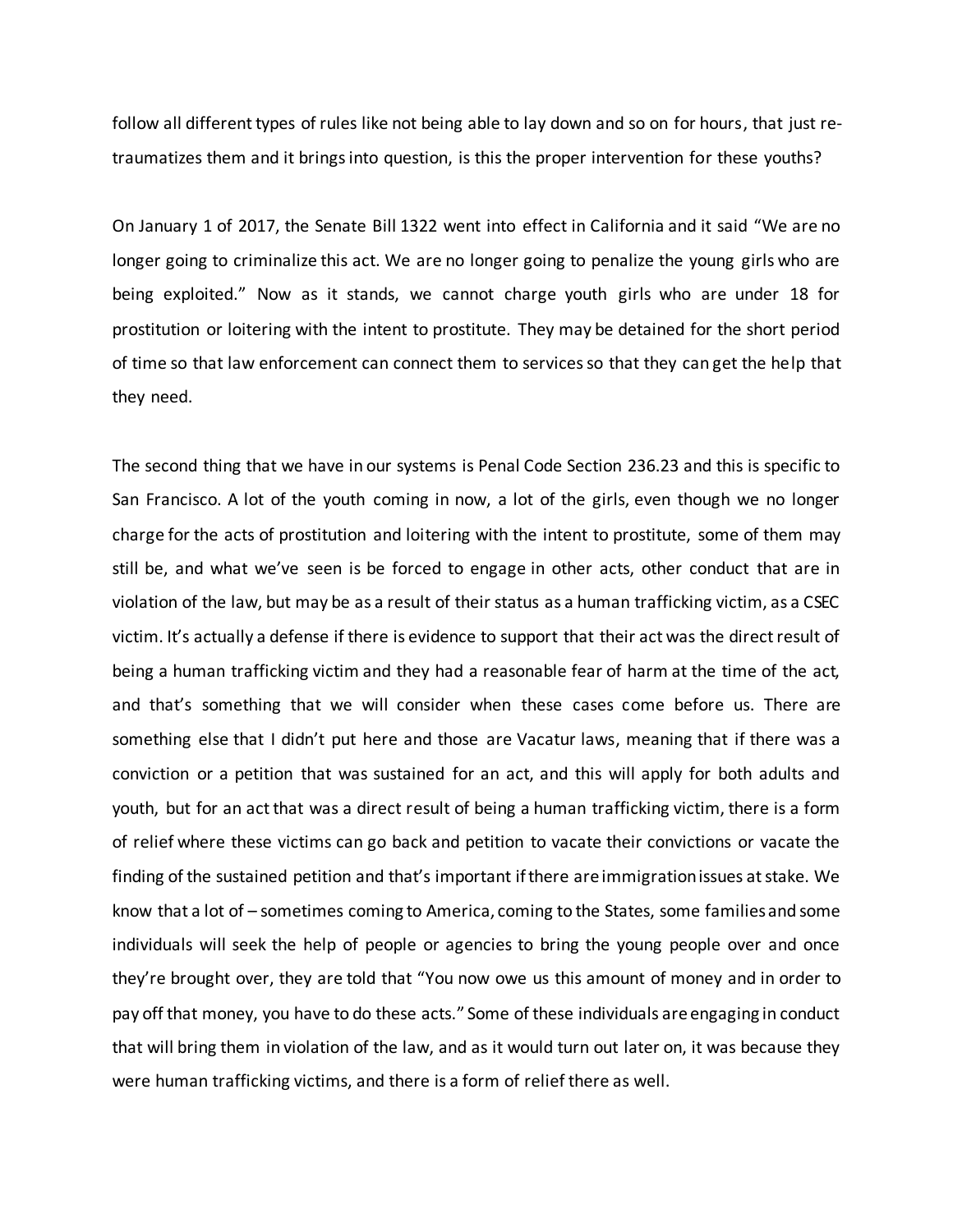follow all different types of rules like not being able to lay down and so on for hours, that just re-traumatizes them and it brings into question, is this the proper intervention for these youths?

On January 1 of 2017, the Senate Bill 1322 went into effect in California and it said "We are no longer going to criminalize this act. We are no longer going to penalize the young girls who are being exploited." Now as it stands, we cannot charge youth girls who are under 18 for prostitution or loitering with the intent to prostitute. They may be detained for the short period of time so that law enforcement can connect them to services so that they can get the help that they need.

The second thing that we have in our systems is Penal Code Section 236.23 and this is specific to San Francisco. A lot of the youth coming in now, a lot of the girls, even though we no longer charge for the acts of prostitution and loitering with the intent to prostitute, some of them may still be, and what we've seen is be forced to engage in other acts, other conduct that are in violation of the law, but may be as a result of their status as a human trafficking victim, as a CSEC victim. It's actually a defense if there is evidence to support that their act was the direct result of being a human trafficking victim and they had a reasonable fear of harm at the time of the act, and that's something that we will consider when these cases come before us. There are something else that I didn't put here and those are Vacatur laws, meaning that if there was a conviction or a petition that was sustained for an act, and this will apply for both adults and youth, but for an act that was a direct result of being a human trafficking victim, there is a form of relief where these victims can go back and petition to vacate their convictions or vacate the finding of the sustained petition and that's important if there are immigration issues at stake. We know that a lot of – sometimes coming to America, coming to the States, some families and some individuals will seek the help of people or agencies to bring the young people over and once they're brought over, they are told that "You now owe us this amount of money and in order to pay off that money, you have to do these acts." Some of these individuals are engaging in conduct that will bring them in violation of the law, and as it would turn out later on, it was because they were human trafficking victims, and there is a form of relief there as well.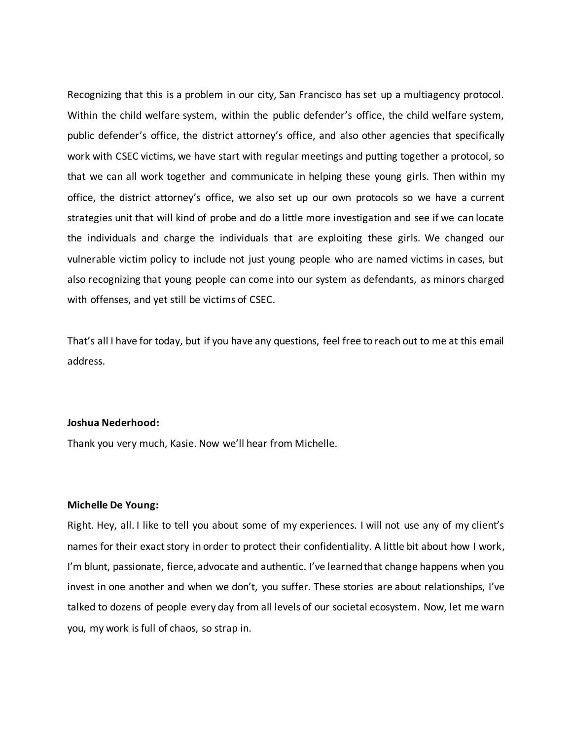Recognizing that this is a problem in our city, San Francisco has set up a multiagency protocol. Within the child welfare system, within the public defender's office, the child welfare system, public defender's office, the district attorney's office, and also other agencies that specifically work with CSEC victims, we have start with regular meetings and putting together a protocol, so that we can all work together and communicate in helping these young girls. Then within my office, the district attorney's office, we also set up our own protocols so we have a current strategies unit that will kind of probe and do a little more investigation and see if we can locate the individuals and charge the individuals that are exploiting these girls. We changed our vulnerable victim policy to include not just young people who are named victims in cases, but also recognizing that young people can come into our system as defendants, as minors charged with offenses, and yet still be victims of CSEC.

That's all I have for today, but if you have any questions, feel free to reach out to me at this email address.

**Joshua Nederhood:**
Thank you very much, Kasie. Now we'll hear from Michelle.

**Michelle De Young:**
Right. Hey, all. I like to tell you about some of my experiences. I will not use any of my client's names for their exact story in order to protect their confidentiality. A little bit about how I work, I'm blunt, passionate, fierce, advocate and authentic. I've learned that change happens when you invest in one another and when we don't, you suffer. These stories are about relationships, I've talked to dozens of people every day from all levels of our societal ecosystem. Now, let me warn you, my work is full of chaos, so strap in.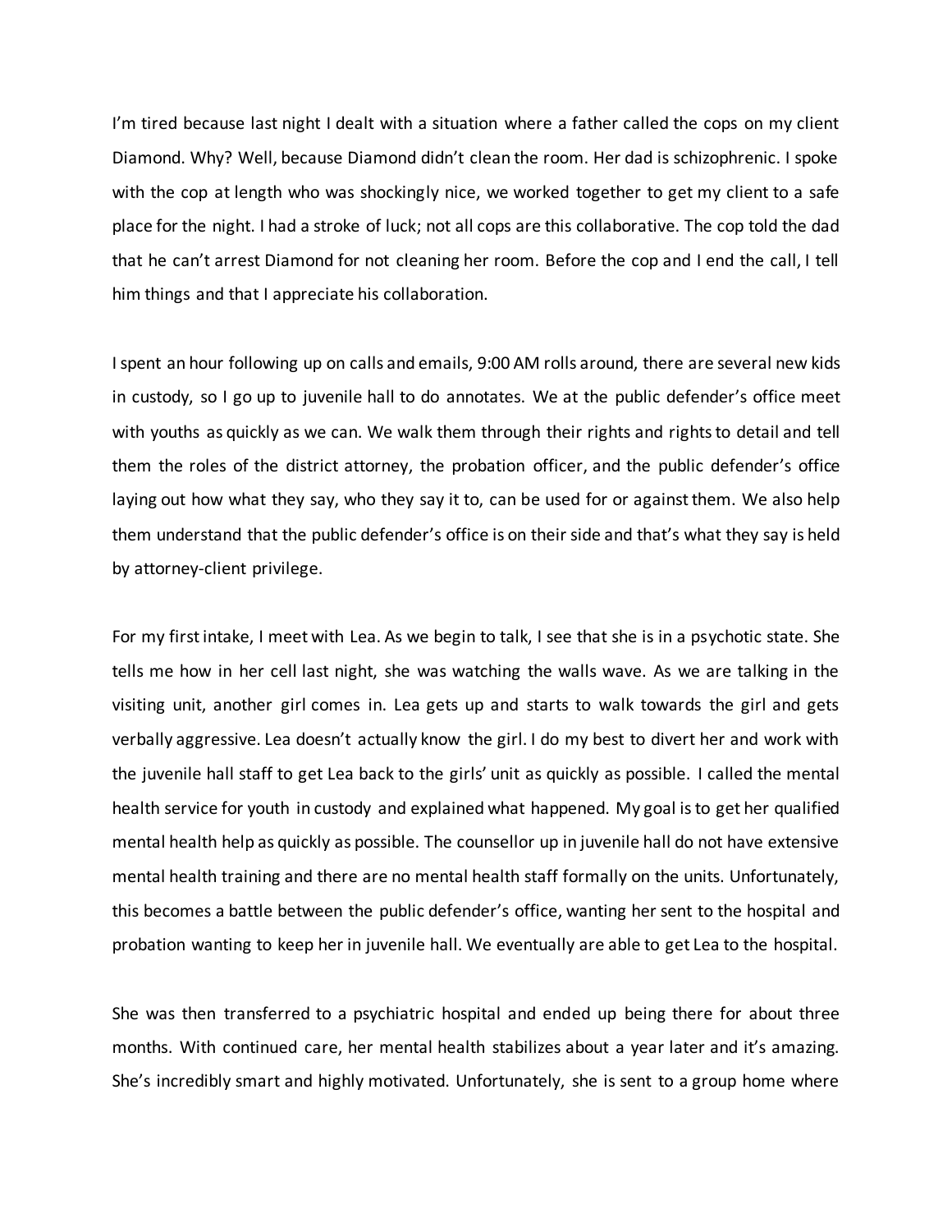I'm tired because last night I dealt with a situation where a father called the cops on my client Diamond. Why? Well, because Diamond didn't clean the room. Her dad is schizophrenic. I spoke with the cop at length who was shockingly nice, we worked together to get my client to a safe place for the night. I had a stroke of luck; not all cops are this collaborative. The cop told the dad that he can't arrest Diamond for not cleaning her room. Before the cop and I end the call, I tell him things and that I appreciate his collaboration.

I spent an hour following up on calls and emails, 9:00 AM rolls around, there are several new kids in custody, so I go up to juvenile hall to do annotates. We at the public defender's office meet with youths as quickly as we can. We walk them through their rights and rights to detail and tell them the roles of the district attorney, the probation officer, and the public defender's office laying out how what they say, who they say it to, can be used for or against them. We also help them understand that the public defender's office is on their side and that's what they say is held by attorney-client privilege.

For my first intake, I meet with Lea. As we begin to talk, I see that she is in a psychotic state. She tells me how in her cell last night, she was watching the walls wave. As we are talking in the visiting unit, another girl comes in. Lea gets up and starts to walk towards the girl and gets verbally aggressive. Lea doesn't actually know the girl. I do my best to divert her and work with the juvenile hall staff to get Lea back to the girls' unit as quickly as possible. I called the mental health service for youth in custody and explained what happened. My goal is to get her qualified mental health help as quickly as possible. The counsellor up in juvenile hall do not have extensive mental health training and there are no mental health staff formally on the units. Unfortunately, this becomes a battle between the public defender's office, wanting her sent to the hospital and probation wanting to keep her in juvenile hall. We eventually are able to get Lea to the hospital.

She was then transferred to a psychiatric hospital and ended up being there for about three months. With continued care, her mental health stabilizes about a year later and it's amazing. She's incredibly smart and highly motivated. Unfortunately, she is sent to a group home where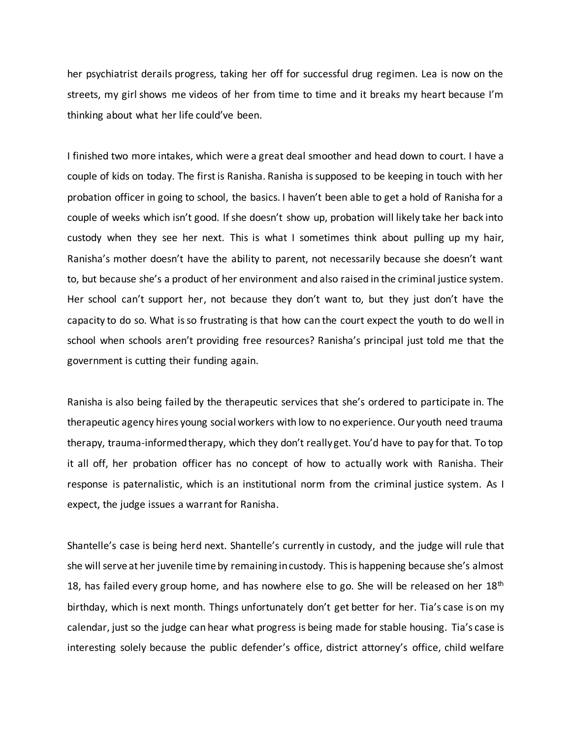her psychiatrist derails progress, taking her off for successful drug regimen. Lea is now on the streets, my girl shows me videos of her from time to time and it breaks my heart because I'm thinking about what her life could've been.

I finished two more intakes, which were a great deal smoother and head down to court. I have a couple of kids on today. The first is Ranisha. Ranisha is supposed to be keeping in touch with her probation officer in going to school, the basics. I haven't been able to get a hold of Ranisha for a couple of weeks which isn't good. If she doesn't show up, probation will likely take her back into custody when they see her next. This is what I sometimes think about pulling up my hair, Ranisha's mother doesn't have the ability to parent, not necessarily because she doesn't want to, but because she's a product of her environment and also raised in the criminal justice system. Her school can't support her, not because they don't want to, but they just don't have the capacity to do so. What is so frustrating is that how can the court expect the youth to do well in school when schools aren't providing free resources? Ranisha's principal just told me that the government is cutting their funding again.

Ranisha is also being failed by the therapeutic services that she's ordered to participate in. The therapeutic agency hires young social workers with low to no experience. Our youth need trauma therapy, trauma-informed therapy, which they don't really get. You'd have to pay for that. To top it all off, her probation officer has no concept of how to actually work with Ranisha. Their response is paternalistic, which is an institutional norm from the criminal justice system. As I expect, the judge issues a warrant for Ranisha.

Shantelle's case is being herd next. Shantelle's currently in custody, and the judge will rule that she will serve at her juvenile time by remaining in custody. This is happening because she's almost 18, has failed every group home, and has nowhere else to go. She will be released on her 18th birthday, which is next month. Things unfortunately don't get better for her. Tia's case is on my calendar, just so the judge can hear what progress is being made for stable housing. Tia's case is interesting solely because the public defender's office, district attorney's office, child welfare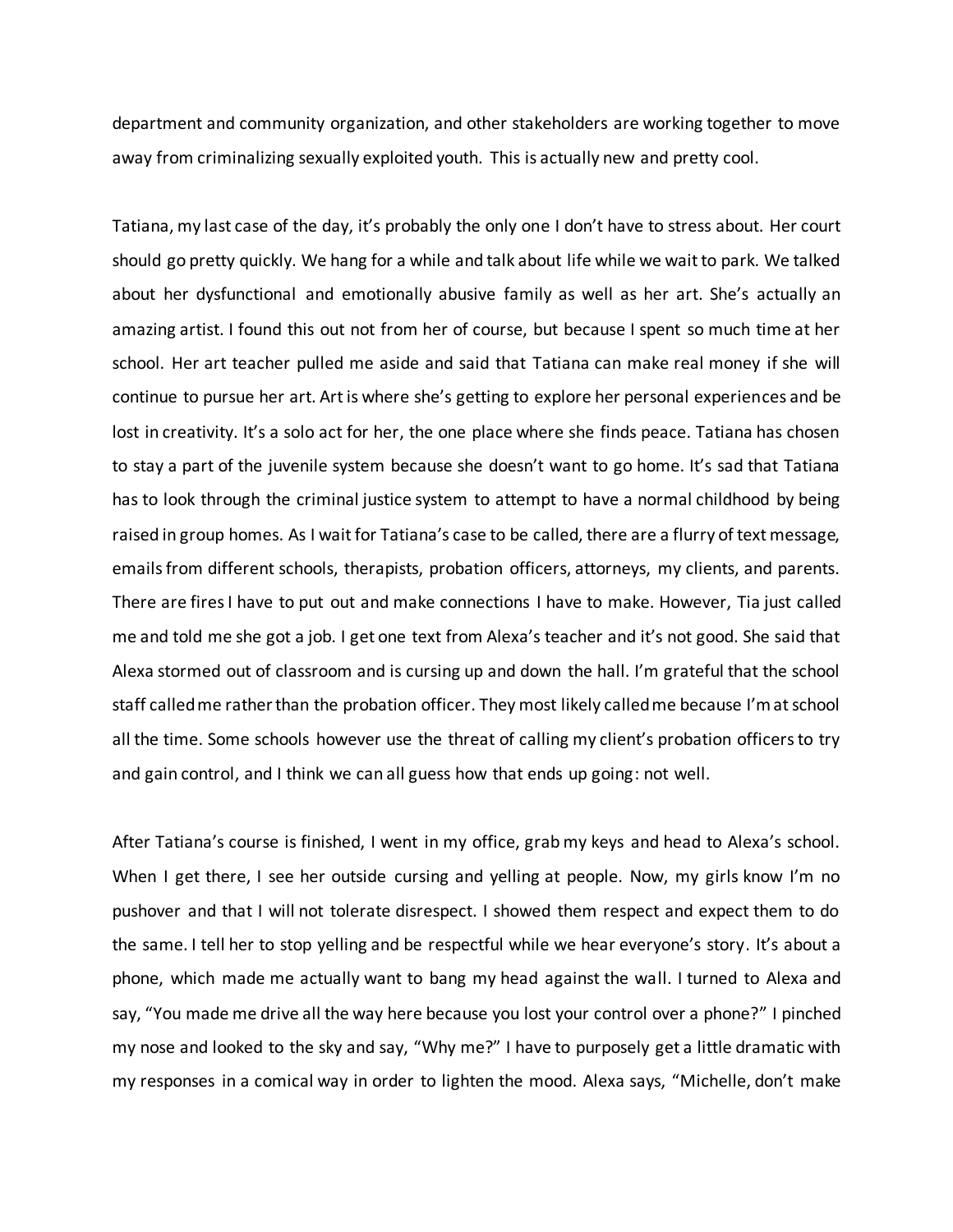department and community organization, and other stakeholders are working together to move away from criminalizing sexually exploited youth. This is actually new and pretty cool.

Tatiana, my last case of the day, it's probably the only one I don't have to stress about. Her court should go pretty quickly. We hang for a while and talk about life while we wait to park. We talked about her dysfunctional and emotionally abusive family as well as her art. She's actually an amazing artist. I found this out not from her of course, but because I spent so much time at her school. Her art teacher pulled me aside and said that Tatiana can make real money if she will continue to pursue her art. Art is where she's getting to explore her personal experiences and be lost in creativity. It's a solo act for her, the one place where she finds peace. Tatiana has chosen to stay a part of the juvenile system because she doesn't want to go home. It's sad that Tatiana has to look through the criminal justice system to attempt to have a normal childhood by being raised in group homes. As I wait for Tatiana's case to be called, there are a flurry of text message, emails from different schools, therapists, probation officers, attorneys, my clients, and parents. There are fires I have to put out and make connections I have to make. However, Tia just called me and told me she got a job. I get one text from Alexa's teacher and it's not good. She said that Alexa stormed out of classroom and is cursing up and down the hall. I'm grateful that the school staff called me rather than the probation officer. They most likely called me because I'm at school all the time. Some schools however use the threat of calling my client's probation officers to try and gain control, and I think we can all guess how that ends up going: not well.

After Tatiana's course is finished, I went in my office, grab my keys and head to Alexa's school. When I get there, I see her outside cursing and yelling at people. Now, my girls know I'm no pushover and that I will not tolerate disrespect. I showed them respect and expect them to do the same. I tell her to stop yelling and be respectful while we hear everyone's story. It's about a phone, which made me actually want to bang my head against the wall. I turned to Alexa and say, "You made me drive all the way here because you lost your control over a phone?" I pinched my nose and looked to the sky and say, "Why me?" I have to purposely get a little dramatic with my responses in a comical way in order to lighten the mood. Alexa says, "Michelle, don't make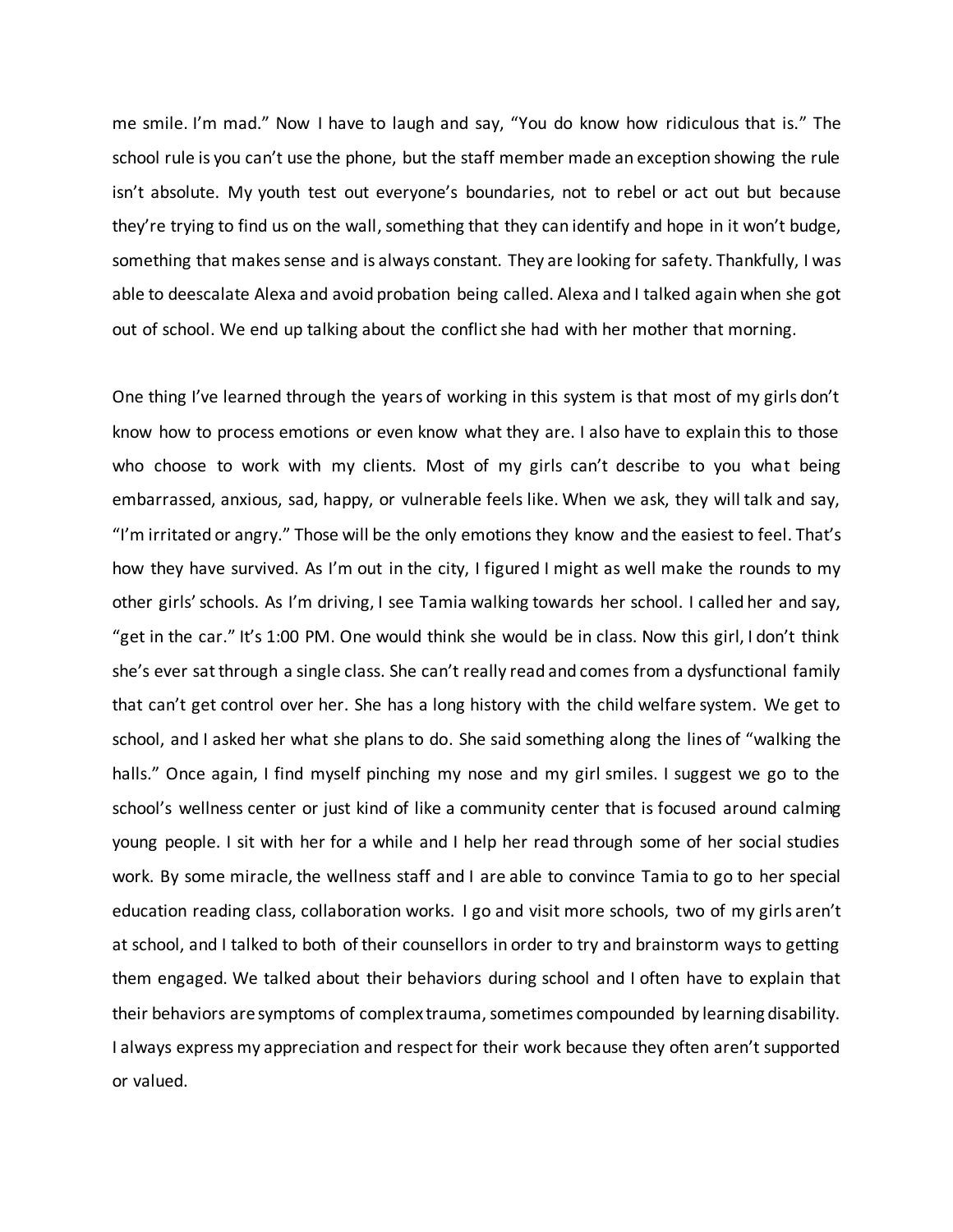me smile. I'm mad." Now I have to laugh and say, "You do know how ridiculous that is." The school rule is you can't use the phone, but the staff member made an exception showing the rule isn't absolute. My youth test out everyone's boundaries, not to rebel or act out but because they're trying to find us on the wall, something that they can identify and hope in it won't budge, something that makes sense and is always constant. They are looking for safety. Thankfully, I was able to deescalate Alexa and avoid probation being called. Alexa and I talked again when she got out of school. We end up talking about the conflict she had with her mother that morning.

One thing I've learned through the years of working in this system is that most of my girls don't know how to process emotions or even know what they are. I also have to explain this to those who choose to work with my clients. Most of my girls can't describe to you what being embarrassed, anxious, sad, happy, or vulnerable feels like. When we ask, they will talk and say, "I'm irritated or angry." Those will be the only emotions they know and the easiest to feel. That's how they have survived. As I'm out in the city, I figured I might as well make the rounds to my other girls' schools. As I'm driving, I see Tamia walking towards her school. I called her and say, "get in the car." It's 1:00 PM. One would think she would be in class. Now this girl, I don't think she's ever sat through a single class. She can't really read and comes from a dysfunctional family that can't get control over her. She has a long history with the child welfare system. We get to school, and I asked her what she plans to do. She said something along the lines of "walking the halls." Once again, I find myself pinching my nose and my girl smiles. I suggest we go to the school's wellness center or just kind of like a community center that is focused around calming young people. I sit with her for a while and I help her read through some of her social studies work. By some miracle, the wellness staff and I are able to convince Tamia to go to her special education reading class, collaboration works. I go and visit more schools, two of my girls aren't at school, and I talked to both of their counsellors in order to try and brainstorm ways to getting them engaged. We talked about their behaviors during school and I often have to explain that their behaviors are symptoms of complex trauma, sometimes compounded by learning disability. I always express my appreciation and respect for their work because they often aren't supported or valued.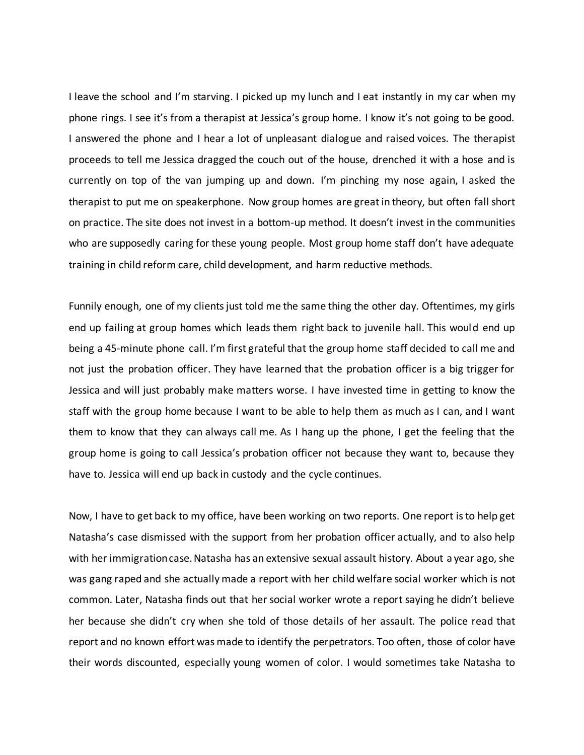I leave the school and I'm starving. I picked up my lunch and I eat instantly in my car when my phone rings. I see it's from a therapist at Jessica's group home. I know it's not going to be good. I answered the phone and I hear a lot of unpleasant dialogue and raised voices. The therapist proceeds to tell me Jessica dragged the couch out of the house, drenched it with a hose and is currently on top of the van jumping up and down. I'm pinching my nose again, I asked the therapist to put me on speakerphone. Now group homes are great in theory, but often fall short on practice. The site does not invest in a bottom-up method. It doesn't invest in the communities who are supposedly caring for these young people. Most group home staff don't have adequate training in child reform care, child development, and harm reductive methods.

Funnily enough, one of my clients just told me the same thing the other day. Oftentimes, my girls end up failing at group homes which leads them right back to juvenile hall. This would end up being a 45-minute phone call. I'm first grateful that the group home staff decided to call me and not just the probation officer. They have learned that the probation officer is a big trigger for Jessica and will just probably make matters worse. I have invested time in getting to know the staff with the group home because I want to be able to help them as much as I can, and I want them to know that they can always call me. As I hang up the phone, I get the feeling that the group home is going to call Jessica's probation officer not because they want to, because they have to. Jessica will end up back in custody and the cycle continues.

Now, I have to get back to my office, have been working on two reports. One report is to help get Natasha's case dismissed with the support from her probation officer actually, and to also help with her immigration case. Natasha has an extensive sexual assault history. About a year ago, she was gang raped and she actually made a report with her child welfare social worker which is not common. Later, Natasha finds out that her social worker wrote a report saying he didn't believe her because she didn't cry when she told of those details of her assault. The police read that report and no known effort was made to identify the perpetrators. Too often, those of color have their words discounted, especially young women of color. I would sometimes take Natasha to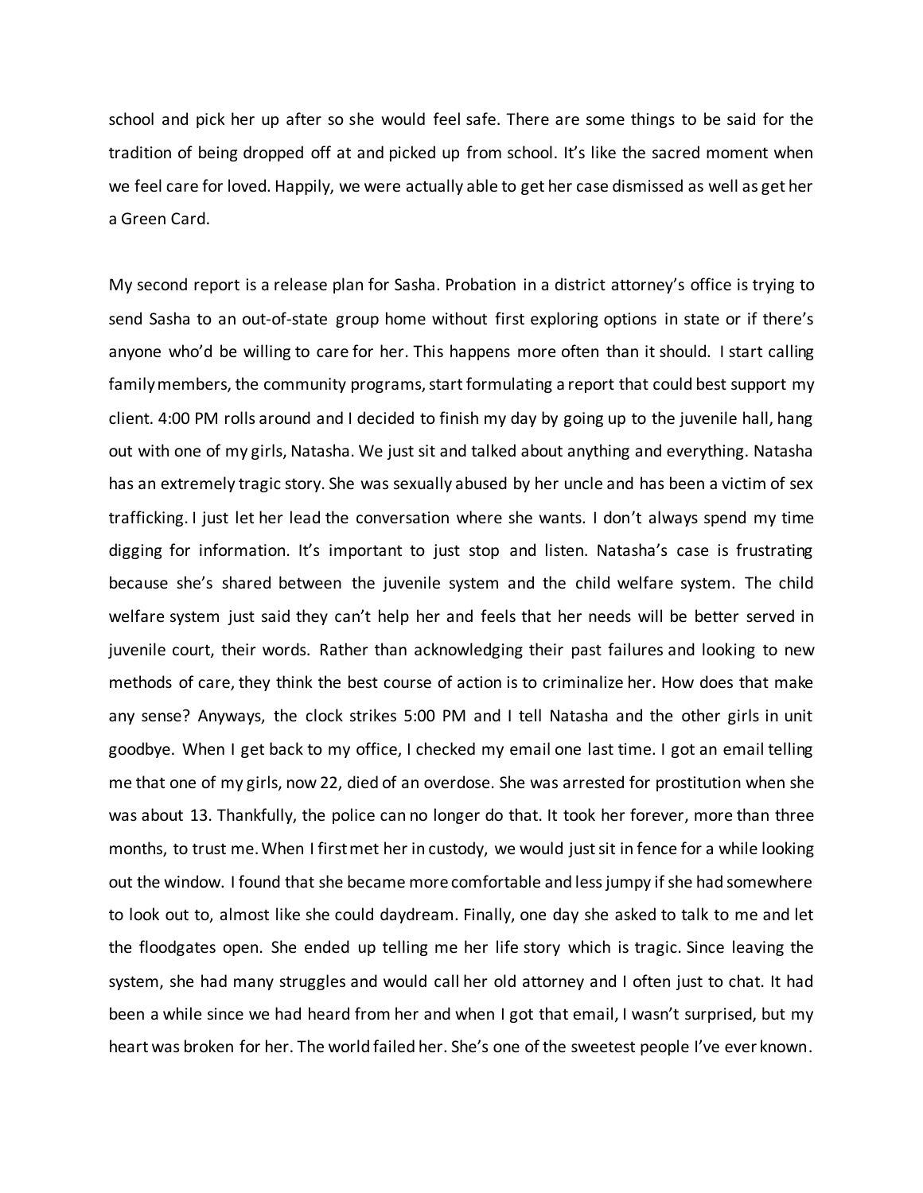school and pick her up after so she would feel safe. There are some things to be said for the tradition of being dropped off at and picked up from school. It's like the sacred moment when we feel care for loved. Happily, we were actually able to get her case dismissed as well as get her a Green Card.

My second report is a release plan for Sasha. Probation in a district attorney's office is trying to send Sasha to an out-of-state group home without first exploring options in state or if there's anyone who'd be willing to care for her. This happens more often than it should. I start calling family members, the community programs, start formulating a report that could best support my client. 4:00 PM rolls around and I decided to finish my day by going up to the juvenile hall, hang out with one of my girls, Natasha. We just sit and talked about anything and everything. Natasha has an extremely tragic story. She was sexually abused by her uncle and has been a victim of sex trafficking. I just let her lead the conversation where she wants. I don't always spend my time digging for information. It's important to just stop and listen. Natasha's case is frustrating because she's shared between the juvenile system and the child welfare system. The child welfare system just said they can't help her and feels that her needs will be better served in juvenile court, their words. Rather than acknowledging their past failures and looking to new methods of care, they think the best course of action is to criminalize her. How does that make any sense? Anyways, the clock strikes 5:00 PM and I tell Natasha and the other girls in unit goodbye. When I get back to my office, I checked my email one last time. I got an email telling me that one of my girls, now 22, died of an overdose. She was arrested for prostitution when she was about 13. Thankfully, the police can no longer do that. It took her forever, more than three months, to trust me. When I first met her in custody, we would just sit in fence for a while looking out the window. I found that she became more comfortable and less jumpy if she had somewhere to look out to, almost like she could daydream. Finally, one day she asked to talk to me and let the floodgates open. She ended up telling me her life story which is tragic. Since leaving the system, she had many struggles and would call her old attorney and I often just to chat. It had been a while since we had heard from her and when I got that email, I wasn't surprised, but my heart was broken for her. The world failed her. She's one of the sweetest people I've ever known.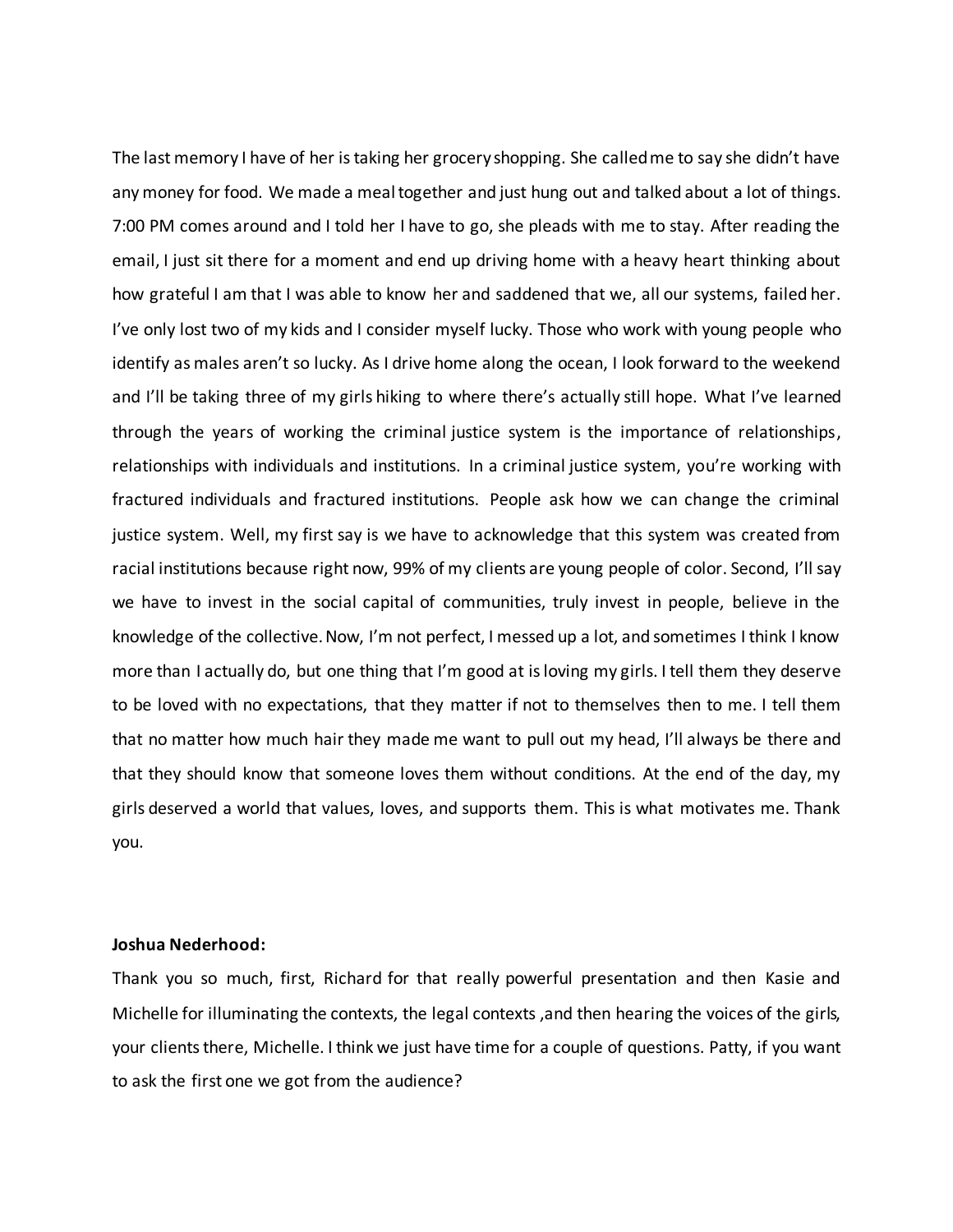The last memory I have of her is taking her grocery shopping. She called me to say she didn't have any money for food. We made a meal together and just hung out and talked about a lot of things. 7:00 PM comes around and I told her I have to go, she pleads with me to stay. After reading the email, I just sit there for a moment and end up driving home with a heavy heart thinking about how grateful I am that I was able to know her and saddened that we, all our systems, failed her. I've only lost two of my kids and I consider myself lucky. Those who work with young people who identify as males aren't so lucky. As I drive home along the ocean, I look forward to the weekend and I'll be taking three of my girls hiking to where there's actually still hope. What I've learned through the years of working the criminal justice system is the importance of relationships, relationships with individuals and institutions. In a criminal justice system, you're working with fractured individuals and fractured institutions. People ask how we can change the criminal justice system. Well, my first say is we have to acknowledge that this system was created from racial institutions because right now, 99% of my clients are young people of color. Second, I'll say we have to invest in the social capital of communities, truly invest in people, believe in the knowledge of the collective. Now, I'm not perfect, I messed up a lot, and sometimes I think I know more than I actually do, but one thing that I'm good at is loving my girls. I tell them they deserve to be loved with no expectations, that they matter if not to themselves then to me. I tell them that no matter how much hair they made me want to pull out my head, I'll always be there and that they should know that someone loves them without conditions. At the end of the day, my girls deserved a world that values, loves, and supports them. This is what motivates me. Thank you.

**Joshua Nederhood:**

Thank you so much, first, Richard for that really powerful presentation and then Kasie and Michelle for illuminating the contexts, the legal contexts ,and then hearing the voices of the girls, your clients there, Michelle. I think we just have time for a couple of questions. Patty, if you want to ask the first one we got from the audience?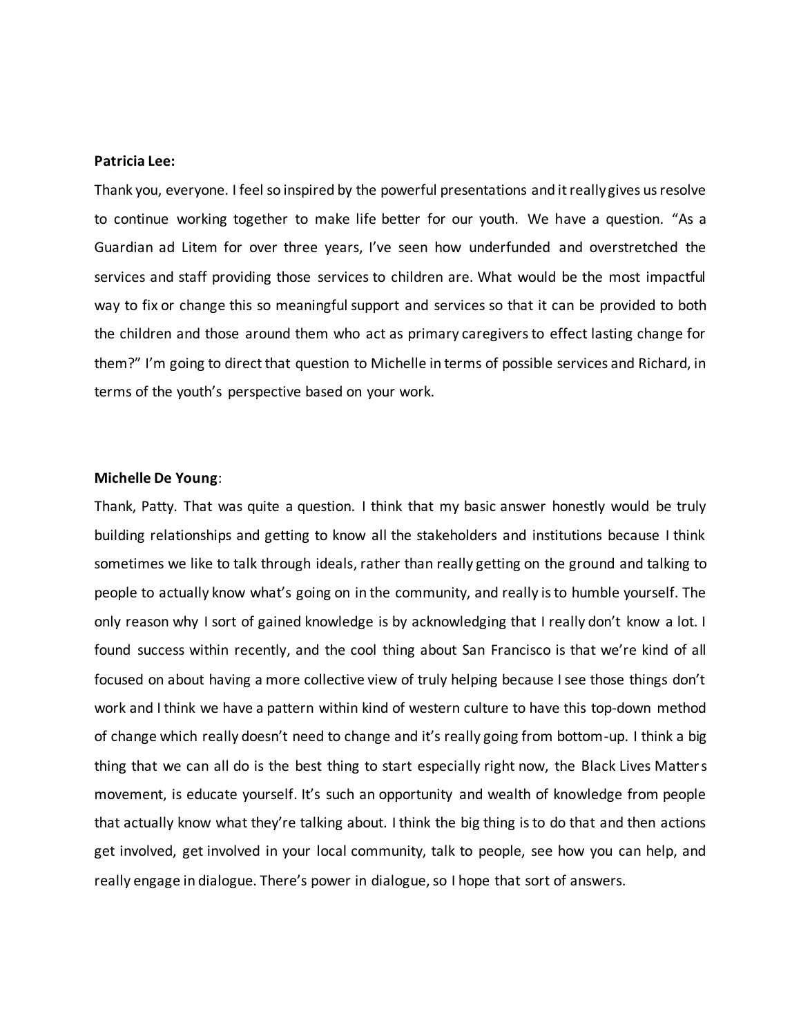**Patricia Lee:**

Thank you, everyone. I feel so inspired by the powerful presentations and it really gives us resolve to continue working together to make life better for our youth. We have a question. "As a Guardian ad Litem for over three years, I've seen how underfunded and overstretched the services and staff providing those services to children are. What would be the most impactful way to fix or change this so meaningful support and services so that it can be provided to both the children and those around them who act as primary caregivers to effect lasting change for them?" I'm going to direct that question to Michelle in terms of possible services and Richard, in terms of the youth's perspective based on your work.

**Michelle De Young**:

Thank, Patty. That was quite a question. I think that my basic answer honestly would be truly building relationships and getting to know all the stakeholders and institutions because I think sometimes we like to talk through ideals, rather than really getting on the ground and talking to people to actually know what's going on in the community, and really is to humble yourself. The only reason why I sort of gained knowledge is by acknowledging that I really don't know a lot. I found success within recently, and the cool thing about San Francisco is that we're kind of all focused on about having a more collective view of truly helping because I see those things don't work and I think we have a pattern within kind of western culture to have this top-down method of change which really doesn't need to change and it's really going from bottom-up. I think a big thing that we can all do is the best thing to start especially right now, the Black Lives Matters movement, is educate yourself. It's such an opportunity and wealth of knowledge from people that actually know what they're talking about. I think the big thing is to do that and then actions get involved, get involved in your local community, talk to people, see how you can help, and really engage in dialogue. There's power in dialogue, so I hope that sort of answers.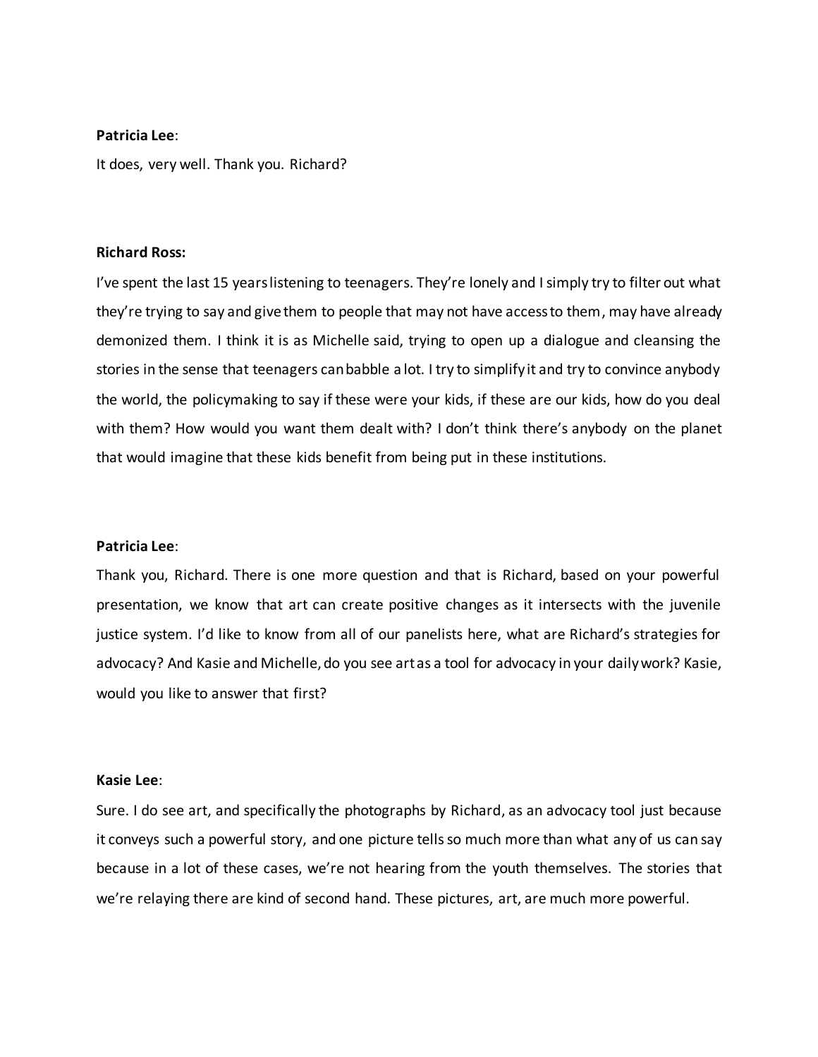**Patricia Lee**:

It does, very well. Thank you. Richard?

**Richard Ross:**

I've spent the last 15 years listening to teenagers. They're lonely and I simply try to filter out what they're trying to say and give them to people that may not have access to them, may have already demonized them. I think it is as Michelle said, trying to open up a dialogue and cleansing the stories in the sense that teenagers can babble a lot. I try to simplify it and try to convince anybody the world, the policymaking to say if these were your kids, if these are our kids, how do you deal with them? How would you want them dealt with? I don't think there's anybody on the planet that would imagine that these kids benefit from being put in these institutions.

**Patricia Lee**:

Thank you, Richard. There is one more question and that is Richard, based on your powerful presentation, we know that art can create positive changes as it intersects with the juvenile justice system. I'd like to know from all of our panelists here, what are Richard's strategies for advocacy? And Kasie and Michelle, do you see art as a tool for advocacy in your daily work? Kasie, would you like to answer that first?

**Kasie Lee**:

Sure. I do see art, and specifically the photographs by Richard, as an advocacy tool just because it conveys such a powerful story, and one picture tells so much more than what any of us can say because in a lot of these cases, we're not hearing from the youth themselves. The stories that we're relaying there are kind of second hand. These pictures, art, are much more powerful.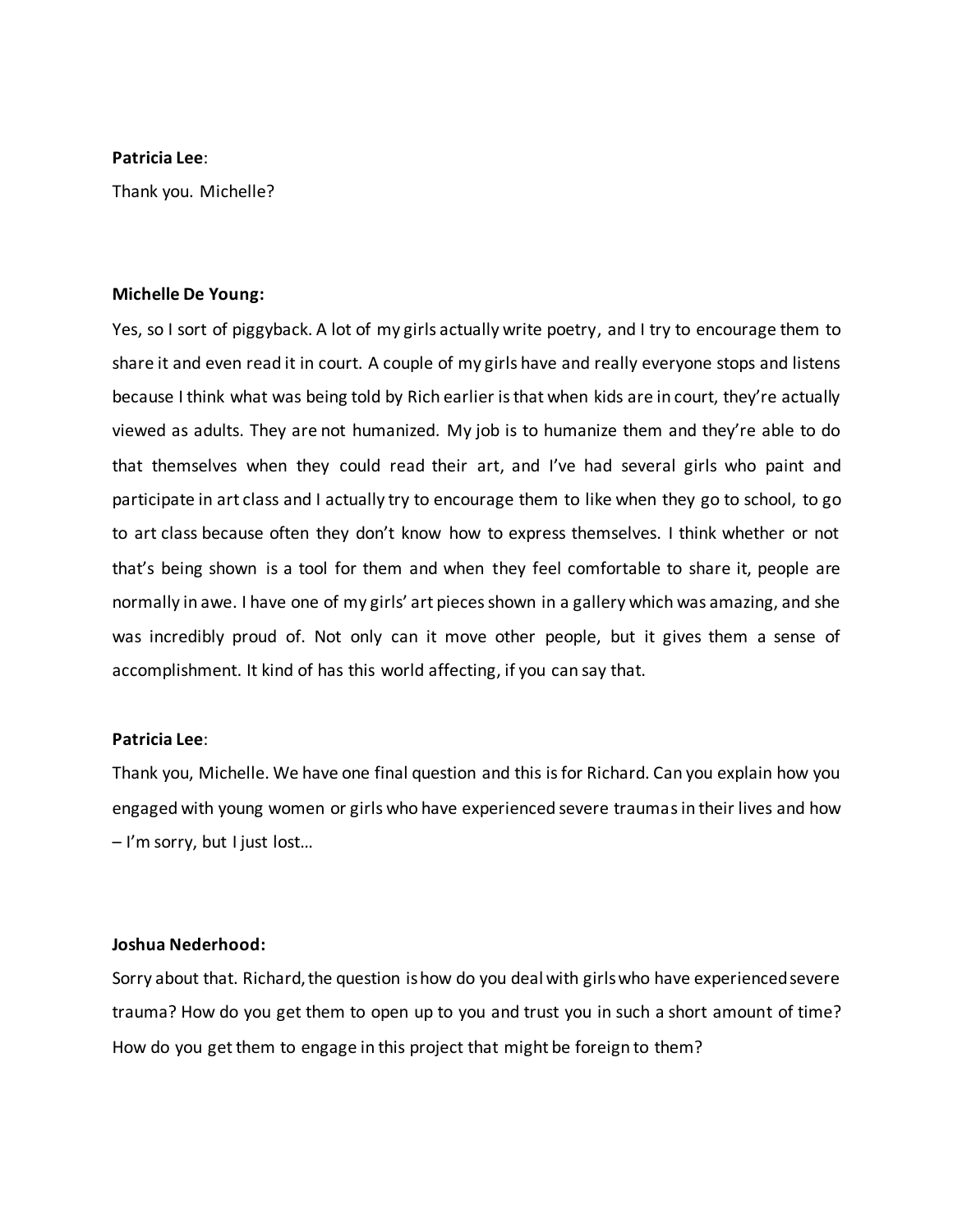**Patricia Lee**:

Thank you. Michelle?

**Michelle De Young:**

Yes, so I sort of piggyback. A lot of my girls actually write poetry, and I try to encourage them to share it and even read it in court. A couple of my girls have and really everyone stops and listens because I think what was being told by Rich earlier is that when kids are in court, they're actually viewed as adults. They are not humanized. My job is to humanize them and they're able to do that themselves when they could read their art, and I've had several girls who paint and participate in art class and I actually try to encourage them to like when they go to school, to go to art class because often they don't know how to express themselves. I think whether or not that's being shown is a tool for them and when they feel comfortable to share it, people are normally in awe. I have one of my girls' art pieces shown in a gallery which was amazing, and she was incredibly proud of. Not only can it move other people, but it gives them a sense of accomplishment. It kind of has this world affecting, if you can say that.

**Patricia Lee**:

Thank you, Michelle. We have one final question and this is for Richard. Can you explain how you engaged with young women or girls who have experienced severe traumas in their lives and how – I'm sorry, but I just lost…

**Joshua Nederhood:**

Sorry about that. Richard, the question is how do you deal with girls who have experienced severe trauma? How do you get them to open up to you and trust you in such a short amount of time? How do you get them to engage in this project that might be foreign to them?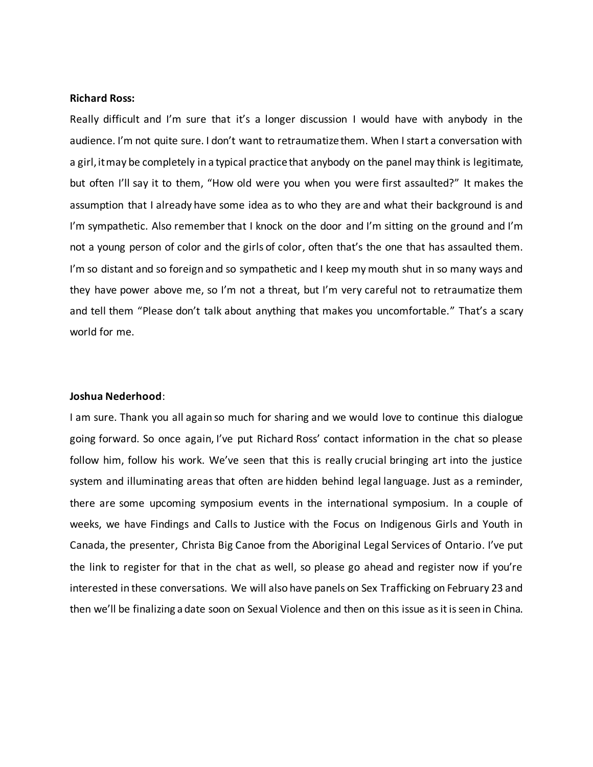**Richard Ross:**

Really difficult and I'm sure that it's a longer discussion I would have with anybody in the audience. I'm not quite sure. I don't want to retraumatize them. When I start a conversation with a girl, it may be completely in a typical practice that anybody on the panel may think is legitimate, but often I'll say it to them, "How old were you when you were first assaulted?" It makes the assumption that I already have some idea as to who they are and what their background is and I'm sympathetic. Also remember that I knock on the door and I'm sitting on the ground and I'm not a young person of color and the girls of color, often that's the one that has assaulted them. I'm so distant and so foreign and so sympathetic and I keep my mouth shut in so many ways and they have power above me, so I'm not a threat, but I'm very careful not to retraumatize them and tell them "Please don't talk about anything that makes you uncomfortable." That's a scary world for me.

**Joshua Nederhood**:

I am sure. Thank you all again so much for sharing and we would love to continue this dialogue going forward. So once again, I've put Richard Ross' contact information in the chat so please follow him, follow his work. We've seen that this is really crucial bringing art into the justice system and illuminating areas that often are hidden behind legal language. Just as a reminder, there are some upcoming symposium events in the international symposium. In a couple of weeks, we have Findings and Calls to Justice with the Focus on Indigenous Girls and Youth in Canada, the presenter, Christa Big Canoe from the Aboriginal Legal Services of Ontario. I've put the link to register for that in the chat as well, so please go ahead and register now if you're interested in these conversations. We will also have panels on Sex Trafficking on February 23 and then we'll be finalizing a date soon on Sexual Violence and then on this issue as it is seen in China.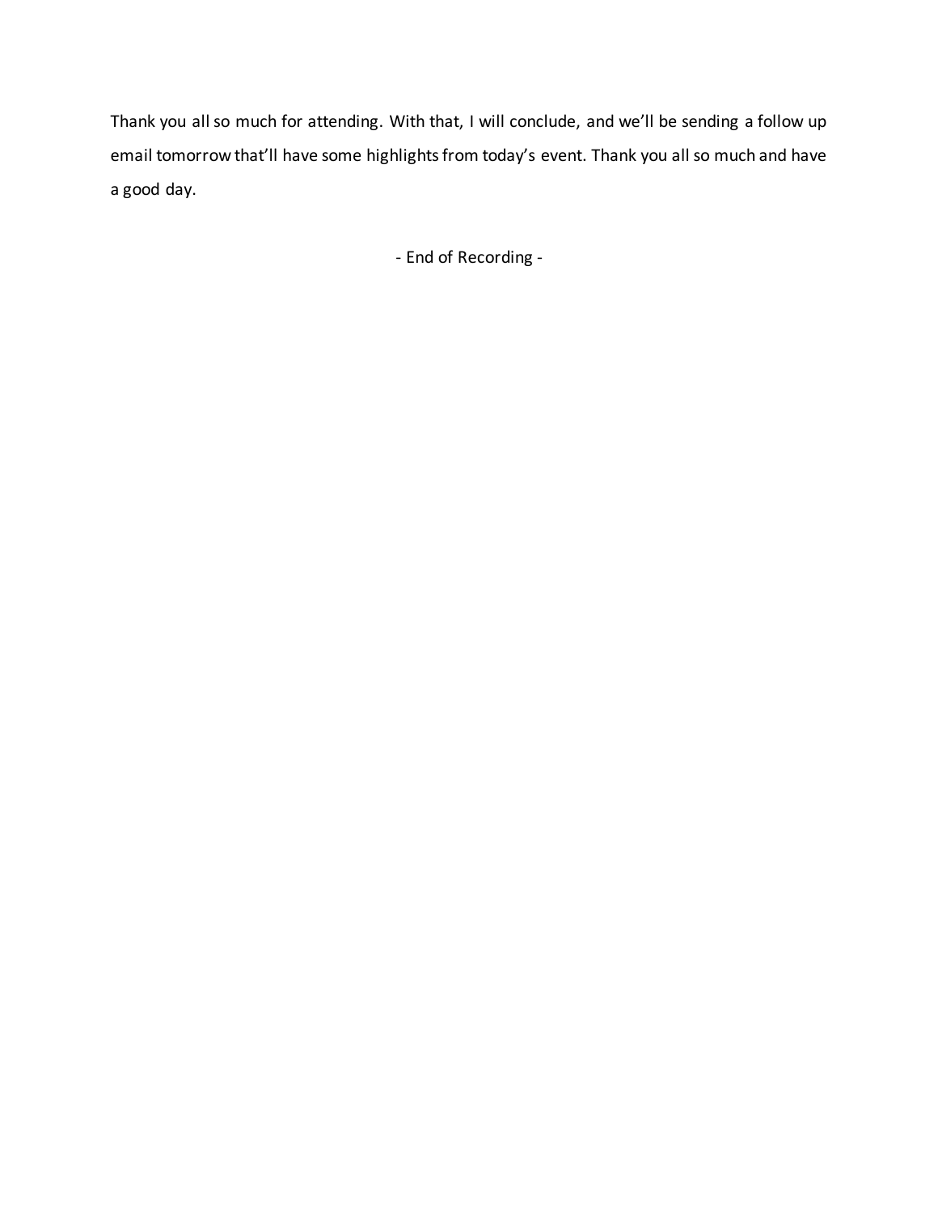Thank you all so much for attending. With that, I will conclude, and we'll be sending a follow up email tomorrow that'll have some highlights from today's event. Thank you all so much and have a good day.

- End of Recording -